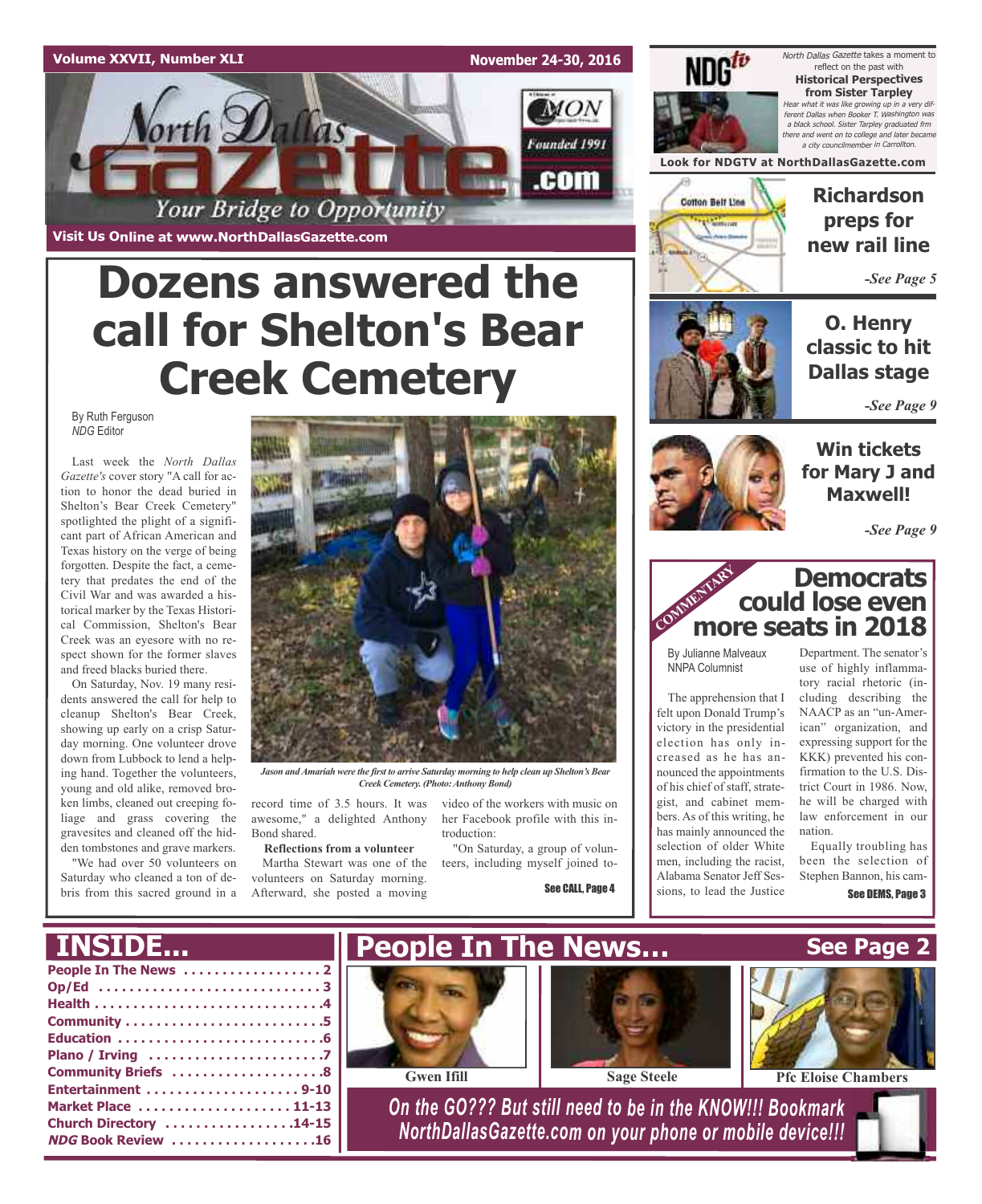Volume XXVII, Number XLI

November 24-30, 2016

# North Dallas Gazette

Your Bridge to Opportunity

Founded 1991

Visit Us Online at www.NorthDallasGazette.com

*North Dallas Gazette* takes a moment to reflect on the past with

**Historical Perspectives from Sister Tarpley**

*Hear what it was like growing up in a very different Dallas when Booker T. Washington was a black school. Sister Tarpley graduated frm there and went on to college and later became a city councilmember in Carrollton.*

**Look for NDGTV at NorthDallasGazette.com**

# Dozens answered the call for Shelton's Bear Creek Cemetery

By Ruth Ferguson
*NDG* Editor

Last week the *North Dallas Gazette's* cover story "A call for action to honor the dead buried in Shelton's Bear Creek Cemetery" spotlighted the plight of a significant part of African American and Texas history on the verge of being forgotten. Despite the fact, a cemetery that predates the end of the Civil War and was awarded a historical marker by the Texas Historical Commission, Shelton's Bear Creek was an eyesore with no respect shown for the former slaves and freed blacks buried there.

On Saturday, Nov. 19 many residents answered the call for help to cleanup Shelton's Bear Creek, showing up early on a crisp Saturday morning. One volunteer drove down from Lubbock to lend a helping hand. Together the volunteers, young and old alike, removed broken limbs, cleaned out creeping foliage and grass covering the gravesites and cleaned off the hidden tombstones and grave markers.

"We had over 50 volunteers on Saturday who cleaned a ton of debris from this sacred ground in a record time of 3.5 hours. It was awesome," a delighted Anthony Bond shared.

*Jason and Amariah were the first to arrive Saturday morning to help clean up Shelton's Bear Creek Cemetery. (Photo: Anthony Bond)*

**Reflections from a volunteer**

Martha Stewart was one of the volunteers on Saturday morning. Afterward, she posted a moving video of the workers with music on her Facebook profile with this introduction:

"On Saturday, a group of volunteers, including myself joined to-

See CALL, Page 4

## Richardson preps for new rail line

*-See Page 5*

## O. Henry classic to hit Dallas stage

*-See Page 9*

## Win tickets for Mary J and Maxwell!

*-See Page 9*

COMMENTARY

## Democrats could lose even more seats in 2018

By Julianne Malveaux
NNPA Columnist

The apprehension that I felt upon Donald Trump's victory in the presidential election has only increased as he has announced the appointments of his chief of staff, strategist, and cabinet members. As of this writing, he has mainly announced the selection of older White men, including the racist, Alabama Senator Jeff Sessions, to lead the Justice Department. The senator's use of highly inflammatory racial rhetoric (including describing the NAACP as an "un-American" organization, and expressing support for the KKK) prevented his confirmation to the U.S. District Court in 1986. Now, he will be charged with law enforcement in our nation.

Equally troubling has been the selection of Stephen Bannon, his cam-

See DEMS, Page 3

## INSIDE...

- People In The News .................2
- Op/Ed ............................3
- Health ............................4
- Community .........................5
- Education .........................6
- Plano / Irving ....................7
- Community Briefs ..................8
- Entertainment ..................9-10
- Market Place ..................11-13
- Church Directory ..............14-15
- *NDG* Book Review ................16

## People In The News...

**See Page 2**

Gwen Ifill

Sage Steele

Pfc Eloise Chambers

*On the GO??? But still need to be in the KNOW!!! Bookmark NorthDallasGazette.com on your phone or mobile device!!!*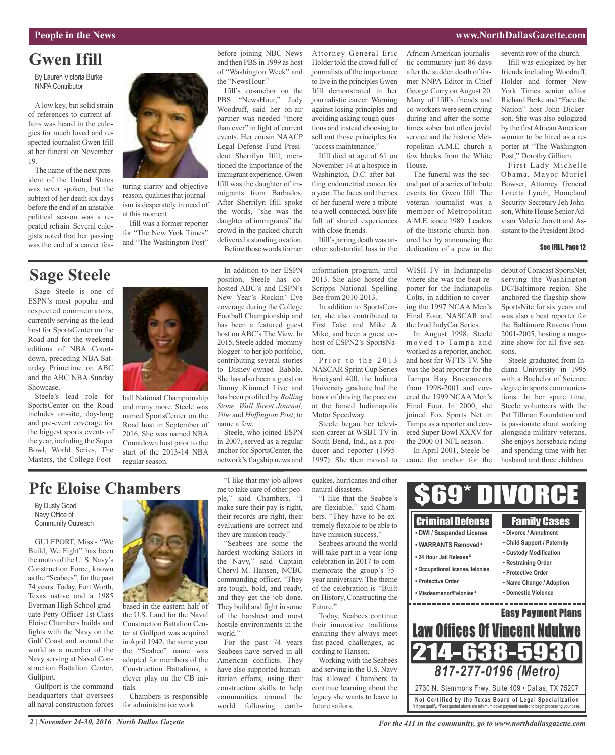# Gwen Ifill

By Lauren Victoria Burke
NNPA Contributor

A low key, but solid strain of references to current affairs was heard in the eulogies for much loved and respected journalist Gwen Ifill at her funeral on November 19.

The name of the next president of the United States was never spoken, but the subtext of her death six days before the end of an unstable political season was a repeated refrain. Several eulogists noted that her passing was the end of a career featuring clarity and objective reason, qualities that journalism is desperately in need of at this moment.

Ifill was a former reporter for "The New York Times" and "The Washington Post" before joining NBC News and then PBS in 1999 as host of "Washington Week" and the "NewsHour."

Ifill's co-anchor on the PBS "NewsHour," Judy Woodruff, said her on-air partner was needed "more than ever" in light of current events. Her cousin NAACP Legal Defense Fund President Sherrilyn Ifill, mentioned the importance of the immigrant experience. Gwen Ifill was the daughter of immigrants from Barbados. After Sherrilyn Ifill spoke the words, "she was the daughter of immigrants" the crowd in the packed church delivered a standing ovation.

Before those words former Attorney General Eric Holder told the crowd full of journalists of the importance to live in the principles Gwen Ifill demonstrated in her journalistic career. Warning against losing principles and avoiding asking tough questions and instead choosing to sell out those principles for "access maintenance."

Ifill died at age of 61 on November 14 at a hospice in Washington, D.C. after battling endometrial cancer for a year. The faces and themes of her funeral were a tribute to a well-connected, busy life full of shared experiences with close friends.

Ifill's jarring death was another substantial loss in the African American journalistic community just 86 days after the sudden death of former NNPA Editor in Chief George Curry on August 20. Many of Ifill's friends and co-workers were seen crying during and after the sometimes sober but often jovial service and the historic Metropolitan A.M.E church a few blocks from the White House.

The funeral was the second part of a series of tribute events for Gwen Ifill. The veteran journalist was a member of Metropolitan A.M.E. since 1989. Leaders of the historic church honored her by announcing the dedication of a pew in the seventh row of the church.

Ifill was eulogized by her friends including Woodruff, Holder and former New York Times senior editor Richard Berke and "Face the Nation" host John Dickerson. She was also eulogized by the first African American woman to be hired as a reporter at "The Washington Post," Dorothy Gilliam.

First Lady Michelle Obama, Mayor Muriel Bowser, Attorney General Loretta Lynch, Homeland Security Secretary Jeh Johnson, White House Senior Advisor Valerie Jarrett and Assistant to the President Brod-

**See IFILL, Page 12**

# Sage Steele

Sage Steele is one of ESPN's most popular and respected commentators, currently serving as the lead host for SportsCenter on the Road and for the weekend editions of NBA Countdown, preceding NBA Saturday Primetime on ABC and the ABC NBA Sunday Showcase.

Steele's lead role for SportsCenter on the Road includes on-site, day-long and pre-event coverage for the biggest sports events of the year, including the Super Bowl, World Series, The Masters, the College Football National Championship and many more. Steele was named SportsCenter on the Road host in September of 2016. She was named NBA Countdown host prior to the start of the 2013-14 NBA regular season.

In addition to her ESPN position, Steele has co-hosted ABC's and ESPN's New Year's Rockin' Eve coverage during the College Football Championship and has been a featured guest host on ABC's The View. In 2015, Steele added 'mommy blogger' to her job portfolio, contributing several stories to Disney-owned Babble. She has also been a guest on Jimmy Kimmel Live and has been profiled by *Rolling Stone, Wall Street Journal, Vibe* and *Huffington Post*, to name a few.

Steele, who joined ESPN in 2007, served as a regular anchor for SportsCenter, the network's flagship news and information program, until 2013. She also hosted the Scripps National Spelling Bee from 2010-2013.

In addition to SportsCenter, she also contributed to First Take and Mike & Mike, and been a guest co-host of ESPN2's SportsNation.

Prior to the 2013 NASCAR Sprint Cup Series Brickyard 400, the Indiana University graduate had the honor of driving the pace car at the famed Indianapolis Motor Speedway.

Steele began her television career at WSBT-TV in South Bend, Ind., as a producer and reporter (1995-1997). She then moved to WISH-TV in Indianapolis where she was the beat reporter for the Indianapolis Colts, in addition to covering the 1997 NCAA Men's Final Four, NASCAR and the Izod IndyCar Series.

In August 1998, Steele moved to Tampa and worked as a reporter, anchor, and host for WFTS-TV. She was the beat reporter for the Tampa Bay Buccaneers from 1998-2001 and covered the 1999 NCAA Men's Final Four. In 2000, she joined Fox Sports Net in Tampa as a reporter and covered Super Bowl XXXV for the 2000-01 NFL season.

In April 2001, Steele became the anchor for the debut of Comcast SportsNet, serving the Washington DC/Baltimore region. She anchored the flagship show SportsNite for six years and was also a beat reporter for the Baltimore Ravens from 2001-2005, hosting a magazine show for all five seasons.

Steele graduated from Indiana University in 1995 with a Bachelor of Science degree in sports communications. In her spare time, Steele volunteers with the Pat Tillman Foundation and is passionate about working alongside military veterans. She enjoys horseback riding and spending time with her husband and three children.

# Pfc Eloise Chambers

By Dusty Good
Navy Office of
Community Outreach

GULFPORT, Miss.- "We Build, We Fight" has been the motto of the U. S. Navy's Construction Force, known as the "Seabees", for the past 74 years. Today, Fort Worth, Texas native and a 1985 Everman High School graduate Petty Officer 1st Class Eloise Chambers builds and fights with the Navy on the Gulf Coast and around the world as a member of the Navy serving at Naval Construction Battalion Center, Gulfport.

Gulfport is the command headquarters that oversees all naval construction forces based in the eastern half of the U.S. Land for the Naval Construction Battalion Center at Gulfport was acquired in April 1942, the same year the "Seabee" name was adopted for members of the Construction Battalions, a clever play on the CB initials.

Chambers is responsible for administrative work.

"I like that my job allows me to take care of other people," said Chambers. "I make sure their pay is right, their records are right, their evaluations are correct and they are mission ready."

"Seabees are some the hardest working Sailors in the Navy," said Captain Cheryl M. Hansen, NCBC commanding officer. "They are tough, bold, and ready, and they get the job done. They build and fight in some of the harshest and most hostile environments in the world."

For the past 74 years Seabees have served in all American conflicts. They have also supported humanitarian efforts, using their construction skills to help communities around the world following earthquakes, hurricanes and other natural disasters.

"I like that the Seabee's are flexiable," said Chambers. "They have to be extremely flexable to be able to have mission success."

Seabees around the world will take part in a year-long celebration in 2017 to commemorate the group's 75-year anniversary. The theme of the celebration is "Built on History, Constructing the Future."

Today, Seabees continue their innovative traditions ensuring they always meet fast-paced challenges, according to Hansen.

Working with the Seabees and serving in the U.S. Navy has allowed Chambers to continue learning about the legacy she wants to leave to future sailors.

**$69* DIVORCE**

**Criminal Defense**
- DWI / Suspended License
- WARRANTS Removed ¥
- 24 Hour Jail Release ¥
- Occupational license, felonies
- Protective Order
- Misdeamenor/Felonies ¥

**Family Cases**
- Divorce / Annulment
- Child Support / Paternity
- Custody Modification
- Restraining Order
- Protective Order
- Name Change / Adoption
- Domestic Violence

**Easy Payment Plans**

**Law Offices Of Vincent Ndukwe**

**214-638-5930**

***817-277-0196 (Metro)***

2730 N. Stemmons Frwy, Suite 409 • Dallas, TX 75207

**Not Certified by the Texas Board of Legal Specialization**
¥ If you qualify. *Fees quoted above are minimum down payment needed to begin processing your case.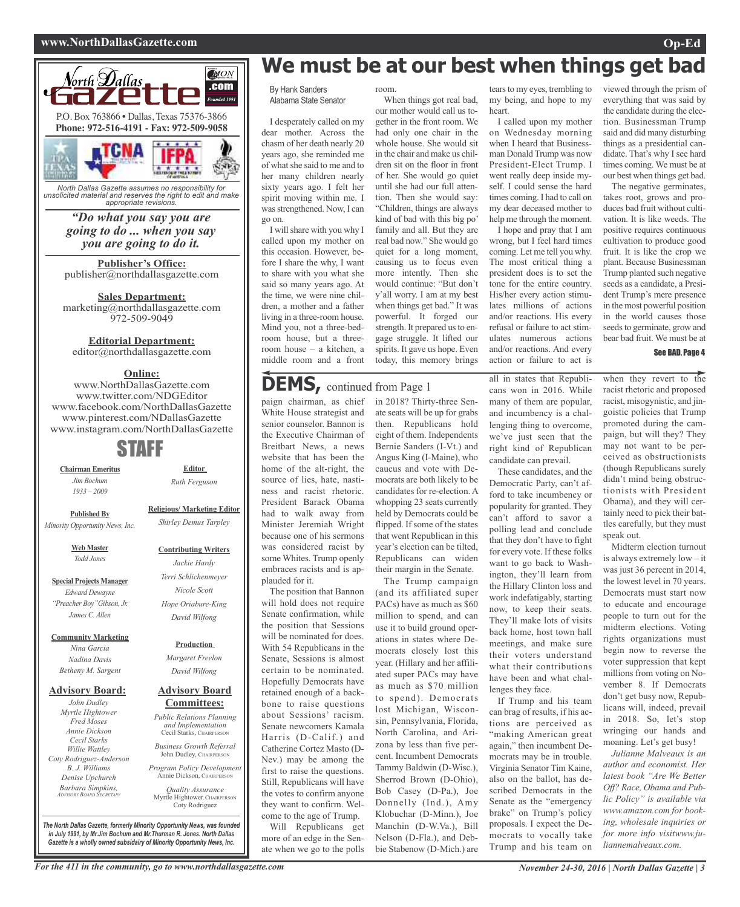North Dallas Gazette

P.O. Box 763866 • Dallas, Texas 75376-3866
**Phone: 972-516-4191 - Fax: 972-509-9058**

*North Dallas Gazette assumes no responsibility for unsolicited material and reserves the right to edit and make appropriate revisions.*

***"Do what you say you are going to do ... when you say you are going to do it.***

**Publisher's Office:**
publisher@northdallasgazette.com

**Sales Department:**
marketing@northdallasgazette.com
972-509-9049

**Editorial Department:**
editor@northdallasgazette.com

**Online:**
www.NorthDallasGazette.com
www.twitter.com/NDGEditor
www.facebook.com/NorthDallasGazette
www.pinterest.com/NDallasGazette
www.instagram.com/NorthDallasGazette

## STAFF

**Chairman Emeritus**
*Jim Bochum*
*1933 – 2009*

**Published By**
*Minority Opportunity News, Inc.*

**Web Master**
*Todd Jones*

**Special Projects Manager**
*Edward Dewayne "Preacher Boy" Gibson, Jr.*
*James C. Allen*

**Community Marketing**
*Nina Garcia*
*Nadina Davis*
*Betheny M. Sargent*

**Advisory Board:**
*John Dudley*
*Myrtle Hightower*
*Fred Moses*
*Annie Dickson*
*Cecil Starks*
*Willie Wattley*
*Coty Rodriguez-Anderson*
*B. J. Williams*
*Denise Upchurch*
*Barbara Simpkins, Advisory Board Secretary*

**Editor**
*Ruth Ferguson*

**Religious/ Marketing Editor**
*Shirley Demus Tarpley*

**Contributing Writers**
*Jackie Hardy*
*Terri Schlichenmeyer*
*Nicole Scott*
*Hope Oriabure-King*
*David Wilfong*

**Production**
*Margaret Freelon*
*David Wilfong*

**Advisory Board Committees:**
*Public Relations Planning and Implementation*
Cecil Starks, Chairperson

*Business Growth Referral*
John Dudley, Chairperson

*Program Policy Development*
Annie Dickson, Chairperson

*Quality Assurance*
Myrtle Hightower, Chairperson
Coty Rodriguez

***The North Dallas Gazette, formerly Minority Opportunity News, was founded in July 1991, by Mr.Jim Bochum and Mr.Thurman R. Jones. North Dallas Gazette is a wholly owned subsidairy of Minority Opportunity News, Inc.***

# We must be at our best when things get bad

By Hank Sanders
Alabama State Senator

I desperately called on my dear mother. Across the chasm of her death nearly 20 years ago, she reminded me of what she said to me and to her many children nearly sixty years ago. I felt her spirit moving within me. I was strengthened. Now, I can go on.

I will share with you why I called upon my mother on this occasion. However, before I share the why, I want to share with you what she said so many years ago. At the time, we were nine children, a mother and a father living in a three-room house. Mind you, not a three-bedroom house, but a three-room house – a kitchen, a middle room and a front room.

When things got real bad, our mother would call us together in the front room. We had only one chair in the whole house. She would sit in the chair and make us children sit on the floor in front of her. She would go quiet until she had our full attention. Then she would say: "Children, things are always kind of bad with this big po' family and all. But they are real bad now." She would go quiet for a long moment, causing us to focus even more intently. Then she would continue: "But don't y'all worry. I am at my best when things get bad." It was powerful. It forged our strength. It prepared us to engage struggle. It lifted our spirits. It gave us hope. Even today, this memory brings tears to my eyes, trembling to my being, and hope to my heart.

I called upon my mother on Wednesday morning when I heard that Businessman Donald Trump was now President-Elect Trump. I went really deep inside myself. I could sense the hard times coming. I had to call on my dear deceased mother to help me through the moment.

I hope and pray that I am wrong, but I feel hard times coming. Let me tell you why. The most critical thing a president does is to set the tone for the entire country. His/her every action stimulates millions of actions and/or reactions. His every refusal or failure to act stimulates numerous actions and/or reactions. And every action or failure to act is viewed through the prism of everything that was said by the candidate during the election. Businessman Trump said and did many disturbing things as a presidential candidate. That's why I see hard times coming. We must be at our best when things get bad.

The negative germinates, takes root, grows and produces bad fruit without cultivation. It is like weeds. The positive requires continuous cultivation to produce good fruit. It is like the crop we plant. Because Businessman Trump planted such negative seeds as a candidate, a President Trump's mere presence in the most powerful position in the world causes those seeds to germinate, grow and bear bad fruit. We must be at

**See BAD, Page 4**

## DEMS, continued from Page 1

paign chairman, as chief White House strategist and senior counselor. Bannon is the Executive Chairman of Breitbart News, a news website that has been the home of the alt-right, the source of lies, hate, nastiness and racist rhetoric. President Barack Obama had to walk away from Minister Jeremiah Wright because one of his sermons was considered racist by some Whites. Trump openly embraces racists and is applauded for it.

The position that Bannon will hold does not require Senate confirmation, while the position that Sessions will be nominated for does. With 54 Republicans in the Senate, Sessions is almost certain to be nominated. Hopefully Democrats have retained enough of a backbone to raise questions about Sessions' racism. Senate newcomers Kamala Harris (D-Calif.) and Catherine Cortez Masto (D-Nev.) may be among the first to raise the questions. Still, Republicans will have the votes to confirm anyone they want to confirm. Welcome to the age of Trump.

Will Republicans get more of an edge in the Senate when we go to the polls in 2018? Thirty-three Senate seats will be up for grabs then. Republicans hold eight of them. Independents Bernie Sanders (I-Vt.) and Angus King (I-Maine), who caucus and vote with Democrats are both likely to be candidates for re-election. A whopping 23 seats currently held by Democrats could be flipped. If some of the states that went Republican in this year's election can be tilted, Republicans can widen their margin in the Senate.

The Trump campaign (and its affiliated super PACs) have as much as $60 million to spend, and can use it to build ground operations in states where Democrats closely lost this year. (Hillary and her affiliated super PACs may have as much as $70 million to spend). Democrats lost Michigan, Wisconsin, Pennsylvania, Florida, North Carolina, and Arizona by less than five percent. Incumbent Democrats Tammy Baldwin (D-Wisc.), Sherrod Brown (D-Ohio), Bob Casey (D-Pa.), Joe Donnelly (Ind.), Amy Klobuchar (D-Minn.), Joe Manchin (D-W.Va.), Bill Nelson (D-Fla.), and Debbie Stabenow (D-Mich.) are all in states that Republicans won in 2016. While many of them are popular, and incumbency is a challenging thing to overcome, we've just seen that the right kind of Republican candidate can prevail.

These candidates, and the Democratic Party, can't afford to take incumbency or popularity for granted. They can't afford to savor a polling lead and conclude that they don't have to fight for every vote. If these folks want to go back to Washington, they'll learn from the Hillary Clinton loss and work indefatigably, starting now, to keep their seats. They'll make lots of visits back home, host town hall meetings, and make sure their voters understand what their contributions have been and what challenges they face.

If Trump and his team can brag of results, if his actions are perceived as "making American great again," then incumbent Democrats may be in trouble. Virginia Senator Tim Kaine, also on the ballot, has described Democrats in the Senate as the "emergency brake" on Trump's policy proposals. I expect the Democrats to vocally take Trump and his team on when they revert to the racist rhetoric and proposed racist, misogynistic, and jingoistic policies that Trump promoted during the campaign, but will they? They may not want to be perceived as obstructionists (though Republicans surely didn't mind being obstructionists with President Obama), and they will certainly need to pick their battles carefully, but they must speak out.

Midterm election turnout is always extremely low – it was just 36 percent in 2014, the lowest level in 70 years. Democrats must start now to educate and encourage people to turn out for the midterm elections. Voting rights organizations must begin now to reverse the voter suppression that kept millions from voting on November 8. If Democrats don't get busy now, Republicans will, indeed, prevail in 2018. So, let's stop wringing our hands and moaning. Let's get busy!

*Julianne Malveaux is an author and economist. Her latest book "Are We Better Off? Race, Obama and Public Policy" is available via www.amazon.com for booking, wholesale inquiries or for more info visitwww.juliannemalveaux.com.*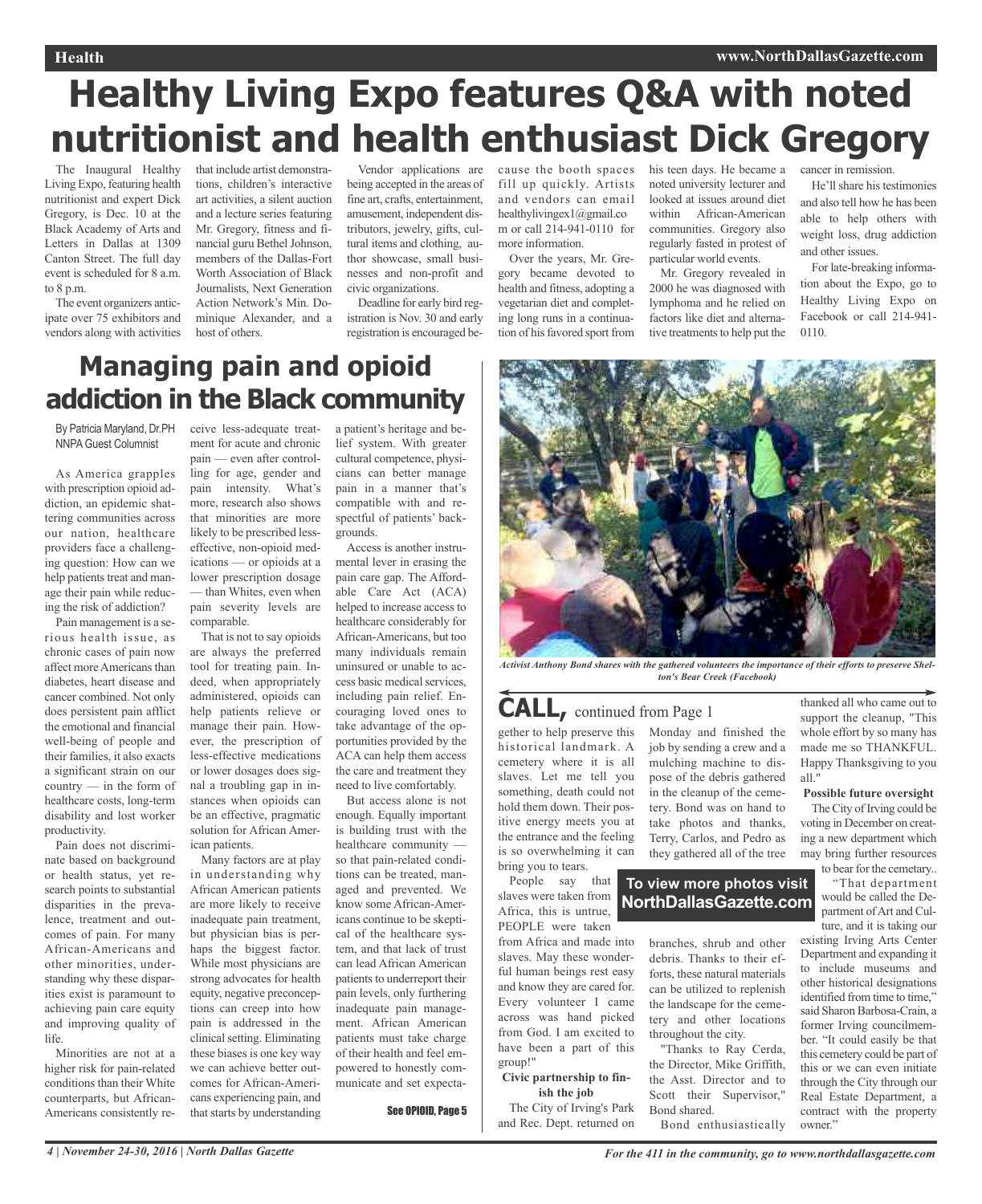# Healthy Living Expo features Q&A with noted nutritionist and health enthusiast Dick Gregory

The Inaugural Healthy Living Expo, featuring health nutritionist and expert Dick Gregory, is Dec. 10 at the Black Academy of Arts and Letters in Dallas at 1309 Canton Street. The full day event is scheduled for 8 a.m. to 8 p.m.

The event organizers anticipate over 75 exhibitors and vendors along with activities that include artist demonstrations, children's interactive art activities, a silent auction and a lecture series featuring Mr. Gregory, fitness and financial guru Bethel Johnson, members of the Dallas-Fort Worth Association of Black Journalists, Next Generation Action Network's Min. Dominique Alexander, and a host of others.

Vendor applications are being accepted in the areas of fine art, crafts, entertainment, amusement, independent distributors, jewelry, gifts, cultural items and clothing, author showcase, small businesses and non-profit and civic organizations.

Deadline for early bird registration is Nov. 30 and early registration is encouraged because the booth spaces fill up quickly. Artists and vendors can email healthylivingex1@gmail.com or call 214-941-0110 for more information.

Over the years, Mr. Gregory became devoted to health and fitness, adopting a vegetarian diet and completing long runs in a continuation of his favored sport from his teen days. He became a noted university lecturer and looked at issues around diet within African-American communities. Gregory also regularly fasted in protest of particular world events.

Mr. Gregory revealed in 2000 he was diagnosed with lymphoma and he relied on factors like diet and alternative treatments to help put the cancer in remission.

He'll share his testimonies and also tell how he has been able to help others with weight loss, drug addiction and other issues.

For late-breaking information about the Expo, go to Healthy Living Expo on Facebook or call 214-941-0110.

# Managing pain and opioid addiction in the Black community

By Patricia Maryland, Dr.PH
NNPA Guest Columnist

As America grapples with prescription opioid addiction, an epidemic shattering communities across our nation, healthcare providers face a challenging question: How can we help patients treat and manage their pain while reducing the risk of addiction?

Pain management is a serious health issue, as chronic cases of pain now affect more Americans than diabetes, heart disease and cancer combined. Not only does persistent pain afflict the emotional and financial well-being of people and their families, it also exacts a significant strain on our country — in the form of healthcare costs, long-term disability and lost worker productivity.

Pain does not discriminate based on background or health status, yet research points to substantial disparities in the prevalence, treatment and outcomes of pain. For many African-Americans and other minorities, understanding why these disparities exist is paramount to achieving pain care equity and improving quality of life.

Minorities are not at a higher risk for pain-related conditions than their White counterparts, but African-Americans consistently receive less-adequate treatment for acute and chronic pain — even after controlling for age, gender and pain intensity. What's more, research also shows that minorities are more likely to be prescribed less-effective, non-opioid medications — or opioids at a lower prescription dosage — than Whites, even when pain severity levels are comparable.

That is not to say opioids are always the preferred tool for treating pain. Indeed, when appropriately administered, opioids can help patients relieve or manage their pain. However, the prescription of less-effective medications or lower dosages does signal a troubling gap in instances when opioids can be an effective, pragmatic solution for African American patients.

Many factors are at play in understanding why African American patients are more likely to receive inadequate pain treatment, but physician bias is perhaps the biggest factor. While most physicians are strong advocates for health equity, negative preconceptions can creep into how pain is addressed in the clinical setting. Eliminating these biases is one key way we can achieve better outcomes for African-Americans experiencing pain, and that starts by understanding a patient's heritage and belief system. With greater cultural competence, physicians can better manage pain in a manner that's compatible with and respectful of patients' backgrounds.

Access is another instrumental lever in erasing the pain care gap. The Affordable Care Act (ACA) helped to increase access to healthcare considerably for African-Americans, but too many individuals remain uninsured or unable to access basic medical services, including pain relief. Encouraging loved ones to take advantage of the opportunities provided by the ACA can help them access the care and treatment they need to live comfortably.

But access alone is not enough. Equally important is building trust with the healthcare community — so that pain-related conditions can be treated, managed and prevented. We know some African-Americans continue to be skeptical of the healthcare system, and that lack of trust can lead African American patients to underreport their pain levels, only furthering inadequate pain management. African American patients must take charge of their health and feel empowered to honestly communicate and set expecta-

See OPIOID, Page 5

*Activist Anthony Bond shares with the gathered volunteers the importance of their efforts to preserve Shelton's Bear Creek (Facebook)*

## CALL, continued from Page 1

gether to help preserve this historical landmark. A cemetery where it is all slaves. Let me tell you something, death could not hold them down. Their positive energy meets you at the entrance and the feeling is so overwhelming it can bring you to tears.

People say that slaves were taken from Africa, this is untrue, PEOPLE were taken from Africa and made into slaves. May these wonderful human beings rest easy and know they are cared for. Every volunteer I came across was hand picked from God. I am excited to have been a part of this group!"

**Civic partnership to finish the job**

The City of Irving's Park and Rec. Dept. returned on Monday and finished the job by sending a crew and a mulching machine to dispose of the debris gathered in the cleanup of the cemetery. Bond was on hand to take photos and thanks, Terry, Carlos, and Pedro as they gathered all of the tree branches, shrub and other debris. Thanks to their efforts, these natural materials can be utilized to replenish the landscape for the cemetery and other locations throughout the city.

"Thanks to Ray Cerda, the Director, Mike Griffith, the Asst. Director and to Scott their Supervisor," Bond shared.

Bond enthusiastically thanked all who came out to support the cleanup, "This whole effort by so many has made me so THANKFUL. Happy Thanksgiving to you all."

**Possible future oversight**

The City of Irving could be voting in December on creating a new department which may bring further resources to bear for the cemetary..

"That department would be called the Department of Art and Culture, and it is taking our existing Irving Arts Center Department and expanding it to include museums and other historical designations identified from time to time," said Sharon Barbosa-Crain, a former Irving councilmember. "It could easily be that this cemetery could be part of this or we can even initiate through the City through our Real Estate Department, a contract with the property owner."

**To view more photos visit NorthDallasGazette.com**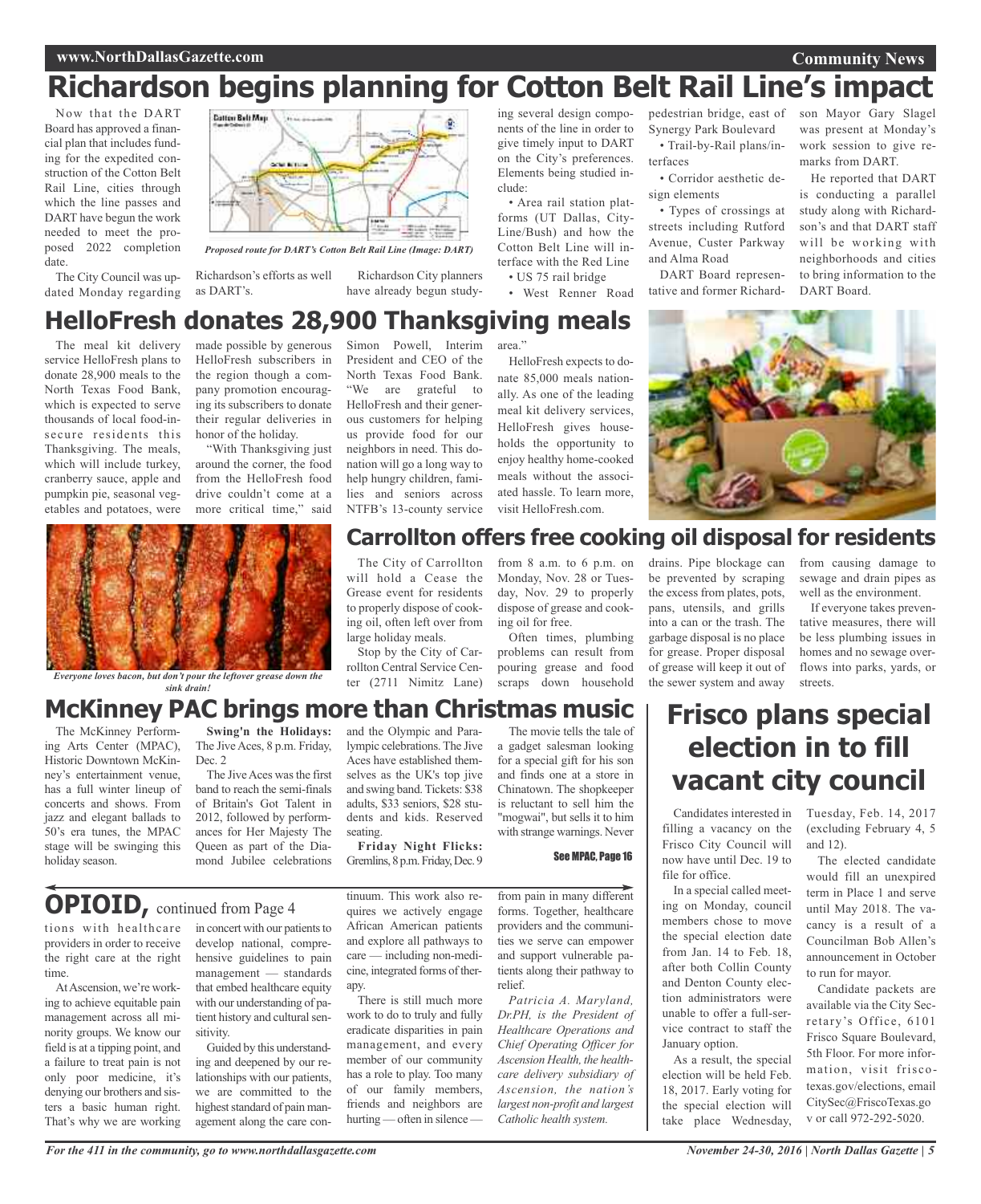# Richardson begins planning for Cotton Belt Rail Line's impact

Now that the DART Board has approved a financial plan that includes funding for the expedited construction of the Cotton Belt Rail Line, cities through which the line passes and DART have begun the work needed to meet the proposed 2022 completion date.

The City Council was updated Monday regarding Richardson's efforts as well as DART's.

*Proposed route for DART's Cotton Belt Rail Line (Image: DART)*

Richardson City planners have already begun studying several design components of the line in order to give timely input to DART on the City's preferences. Elements being studied include:

- Area rail station platforms (UT Dallas, City-Line/Bush) and how the Cotton Belt Line will interface with the Red Line
- US 75 rail bridge
- West Renner Road pedestrian bridge, east of Synergy Park Boulevard
- Trail-by-Rail plans/interfaces
- Corridor aesthetic design elements
- Types of crossings at streets including Rutford Avenue, Custer Parkway and Alma Road

DART Board representative and former Richardson Mayor Gary Slagel was present at Monday's work session to give remarks from DART.

He reported that DART is conducting a parallel study along with Richardson's and that DART staff will be working with neighborhoods and cities to bring information to the DART Board.

# HelloFresh donates 28,900 Thanksgiving meals

The meal kit delivery service HelloFresh plans to donate 28,900 meals to the North Texas Food Bank, which is expected to serve thousands of local food-insecure residents this Thanksgiving. The meals, which will include turkey, cranberry sauce, apple and pumpkin pie, seasonal vegetables and potatoes, were made possible by generous HelloFresh subscribers in the region though a company promotion encouraging its subscribers to donate their regular deliveries in honor of the holiday.

"With Thanksgiving just around the corner, the food from the HelloFresh food drive couldn't come at a more critical time," said Simon Powell, Interim President and CEO of the North Texas Food Bank. "We are grateful to HelloFresh and their generous customers for helping us provide food for our neighbors in need. This donation will go a long way to help hungry children, families and seniors across NTFB's 13-county service area."

HelloFresh expects to donate 85,000 meals nationally. As one of the leading meal kit delivery services, HelloFresh gives households the opportunity to enjoy healthy home-cooked meals without the associated hassle. To learn more, visit HelloFresh.com.

# Carrollton offers free cooking oil disposal for residents

*Everyone loves bacon, but don't pour the leftover grease down the sink drain!*

The City of Carrollton will hold a Cease the Grease event for residents to properly dispose of cooking oil, often left over from large holiday meals.

Stop by the City of Carrollton Central Service Center (2711 Nimitz Lane) from 8 a.m. to 6 p.m. on Monday, Nov. 28 or Tuesday, Nov. 29 to properly dispose of grease and cooking oil for free.

Often times, plumbing problems can result from pouring grease and food scraps down household drains. Pipe blockage can be prevented by scraping the excess from plates, pots, pans, utensils, and grills into a can or the trash. The garbage disposal is no place for grease. Proper disposal of grease will keep it out of the sewer system and away from causing damage to sewage and drain pipes as well as the environment.

If everyone takes preventative measures, there will be less plumbing issues in homes and no sewage overflows into parks, yards, or streets.

# McKinney PAC brings more than Christmas music

The McKinney Performing Arts Center (MPAC), Historic Downtown McKinney's entertainment venue, has a full winter lineup of concerts and shows. From jazz and elegant ballads to 50's era tunes, the MPAC stage will be swinging this holiday season.

**Swing'n the Holidays:** The Jive Aces, 8 p.m. Friday, Dec. 2

The Jive Aces was the first band to reach the semi-finals of Britain's Got Talent in 2012, followed by performances for Her Majesty The Queen as part of the Diamond Jubilee celebrations and the Olympic and Paralympic celebrations. The Jive Aces have established themselves as the UK's top jive and swing band. Tickets: $38 adults, $33 seniors, $28 students and kids. Reserved seating.

**Friday Night Flicks:** Gremlins, 8 p.m. Friday, Dec. 9

The movie tells the tale of a gadget salesman looking for a special gift for his son and finds one at a store in Chinatown. The shopkeeper is reluctant to sell him the "mogwai", but sells it to him with strange warnings. Never

See MPAC, Page 16

# Frisco plans special election in to fill vacant city council

Candidates interested in filling a vacancy on the Frisco City Council will now have until Dec. 19 to file for office.

In a special called meeting on Monday, council members chose to move the special election date from Jan. 14 to Feb. 18, after both Collin County and Denton County election administrators were unable to offer a full-service contract to staff the January option.

As a result, the special election will be held Feb. 18, 2017. Early voting for the special election will take place Wednesday, Tuesday, Feb. 14, 2017 (excluding February 4, 5 and 12).

The elected candidate would fill an unexpired term in Place 1 and serve until May 2018. The vacancy is a result of a Councilman Bob Allen's announcement in October to run for mayor.

Candidate packets are available via the City Secretary's Office, 6101 Frisco Square Boulevard, 5th Floor. For more information, visit friscotexas.gov/elections, email CitySec@FriscoTexas.gov or call 972-292-5020.

# OPIOID, continued from Page 4

tions with healthcare providers in order to receive the right care at the right time.

At Ascension, we're working to achieve equitable pain management across all minority groups. We know our field is at a tipping point, and a failure to treat pain is not only poor medicine, it's denying our brothers and sisters a basic human right. That's why we are working in concert with our patients to develop national, comprehensive guidelines to pain management — standards that embed healthcare equity with our understanding of patient history and cultural sensitivity.

Guided by this understanding and deepened by our relationships with our patients, we are committed to the highest standard of pain management along the care continuum. This work also requires we actively engage African American patients and explore all pathways to care — including non-medicine, integrated forms of therapy.

There is still much more work to do to truly and fully eradicate disparities in pain management, and every member of our community has a role to play. Too many of our family members, friends and neighbors are hurting — often in silence — from pain in many different forms. Together, healthcare providers and the communities we serve can empower and support vulnerable patients along their pathway to relief.

*Patricia A. Maryland, Dr.PH, is the President of Healthcare Operations and Chief Operating Officer for Ascension Health, the healthcare delivery subsidiary of Ascension, the nation's largest non-profit and largest Catholic health system.*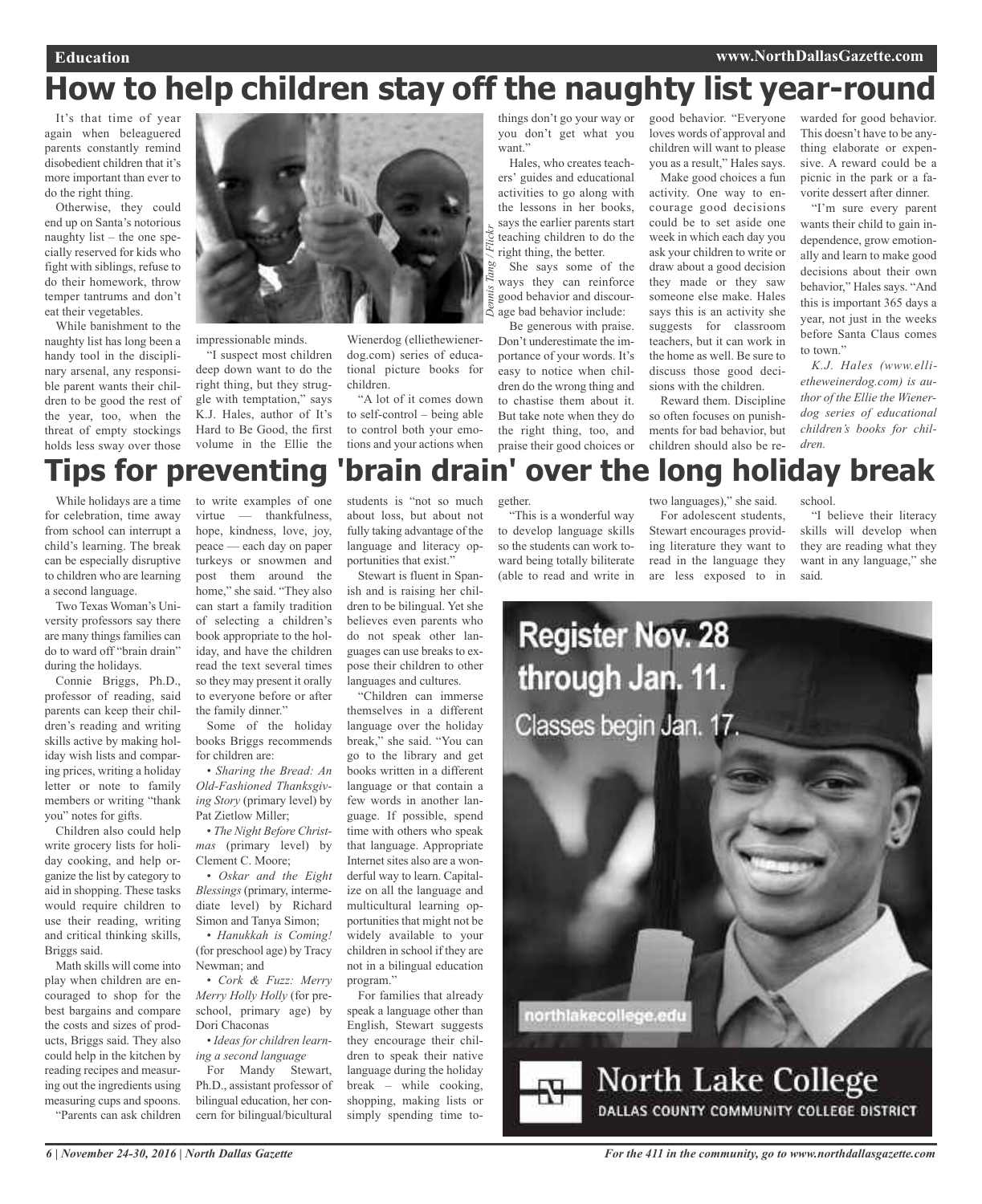# How to help children stay off the naughty list year-round

It's that time of year again when beleaguered parents constantly remind disobedient children that it's more important than ever to do the right thing.

Otherwise, they could end up on Santa's notorious naughty list – the one specially reserved for kids who fight with siblings, refuse to do their homework, throw temper tantrums and don't eat their vegetables.

While banishment to the naughty list has long been a handy tool in the disciplinary arsenal, any responsible parent wants their children to be good the rest of the year, too, when the threat of empty stockings holds less sway over those impressionable minds.

Dennis Tang / Flickr

"I suspect most children deep down want to do the right thing, but they struggle with temptation," says K.J. Hales, author of It's Hard to Be Good, the first volume in the Ellie the Wienerdog (elliethewienerdog.com) series of educational picture books for children.

"A lot of it comes down to self-control – being able to control both your emotions and your actions when things don't go your way or you don't get what you want."

Hales, who creates teachers' guides and educational activities to go along with the lessons in her books, says the earlier parents start teaching children to do the right thing, the better.

She says some of the ways they can reinforce good behavior and discourage bad behavior include:

Be generous with praise. Don't underestimate the importance of your words. It's easy to notice when children do the wrong thing and to chastise them about it. But take note when they do the right thing, too, and praise their good choices or good behavior. "Everyone loves words of approval and children will want to please you as a result," Hales says.

Make good choices a fun activity. One way to encourage good decisions could be to set aside one week in which each day you ask your children to write or draw about a good decision they made or they saw someone else make. Hales says this is an activity she suggests for classroom teachers, but it can work in the home as well. Be sure to discuss those good decisions with the children.

Reward them. Discipline so often focuses on punishments for bad behavior, but children should also be rewarded for good behavior. This doesn't have to be anything elaborate or expensive. A reward could be a picnic in the park or a favorite dessert after dinner.

"I'm sure every parent wants their child to gain independence, grow emotionally and learn to make good decisions about their own behavior," Hales says. "And this is important 365 days a year, not just in the weeks before Santa Claus comes to town."

*K.J. Hales (www.elliethewienerdog.com) is author of the Ellie the Wienerdog series of educational children's books for children.*

# Tips for preventing 'brain drain' over the long holiday break

While holidays are a time for celebration, time away from school can interrupt a child's learning. The break can be especially disruptive to children who are learning a second language.

Two Texas Woman's University professors say there are many things families can do to ward off "brain drain" during the holidays.

Connie Briggs, Ph.D., professor of reading, said parents can keep their children's reading and writing skills active by making holiday wish lists and comparing prices, writing a holiday letter or note to family members or writing "thank you" notes for gifts.

Children also could help write grocery lists for holiday cooking, and help organize the list by category to aid in shopping. These tasks would require children to use their reading, writing and critical thinking skills, Briggs said.

Math skills will come into play when children are encouraged to shop for the best bargains and compare the costs and sizes of products, Briggs said. They also could help in the kitchen by reading recipes and measuring out the ingredients using measuring cups and spoons.

"Parents can ask children to write examples of one virtue — thankfulness, hope, kindness, love, joy, peace — each day on paper turkeys or snowmen and post them around the home," she said. "They also can start a family tradition of selecting a children's book appropriate to the holiday, and have the children read the text several times so they may present it orally to everyone before or after the family dinner."

Some of the holiday books Briggs recommends for children are:

- *Sharing the Bread: An Old-Fashioned Thanksgiving Story* (primary level) by Pat Zietlow Miller;
- *The Night Before Christmas* (primary level) by Clement C. Moore;
- *Oskar and the Eight Blessings* (primary, intermediate level) by Richard Simon and Tanya Simon;
- *Hanukkah is Coming!* (for preschool age) by Tracy Newman; and
- *Cork & Fuzz: Merry Merry Holly Holly* (for preschool, primary age) by Dori Chaconas

• *Ideas for children learning a second language*

For Mandy Stewart, Ph.D., assistant professor of bilingual education, her concern for bilingual/bicultural students is "not so much about loss, but about not fully taking advantage of the language and literacy opportunities that exist."

Stewart is fluent in Spanish and is raising her children to be bilingual. Yet she believes even parents who do not speak other languages can use breaks to expose their children to other languages and cultures.

"Children can immerse themselves in a different language over the holiday break," she said. "You can go to the library and get books written in a different language or that contain a few words in another language. If possible, spend time with others who speak that language. Appropriate Internet sites also are a wonderful way to learn. Capitalize on all the language and multicultural learning opportunities that might not be widely available to your children in school if they are not in a bilingual education program."

For families that already speak a language other than English, Stewart suggests they encourage their children to speak their native language during the holiday break – while cooking, shopping, making lists or simply spending time together.

"This is a wonderful way to develop language skills so the students can work toward being totally biliterate (able to read and write in two languages)," she said.

For adolescent students, Stewart encourages providing literature they want to read in the language they are less exposed to in school.

"I believe their literacy skills will develop when they are reading what they want in any language," she said.

Register Nov. 28 through Jan. 11.

Classes begin Jan. 17.

northlakecollege.edu

North Lake College

DALLAS COUNTY COMMUNITY COLLEGE DISTRICT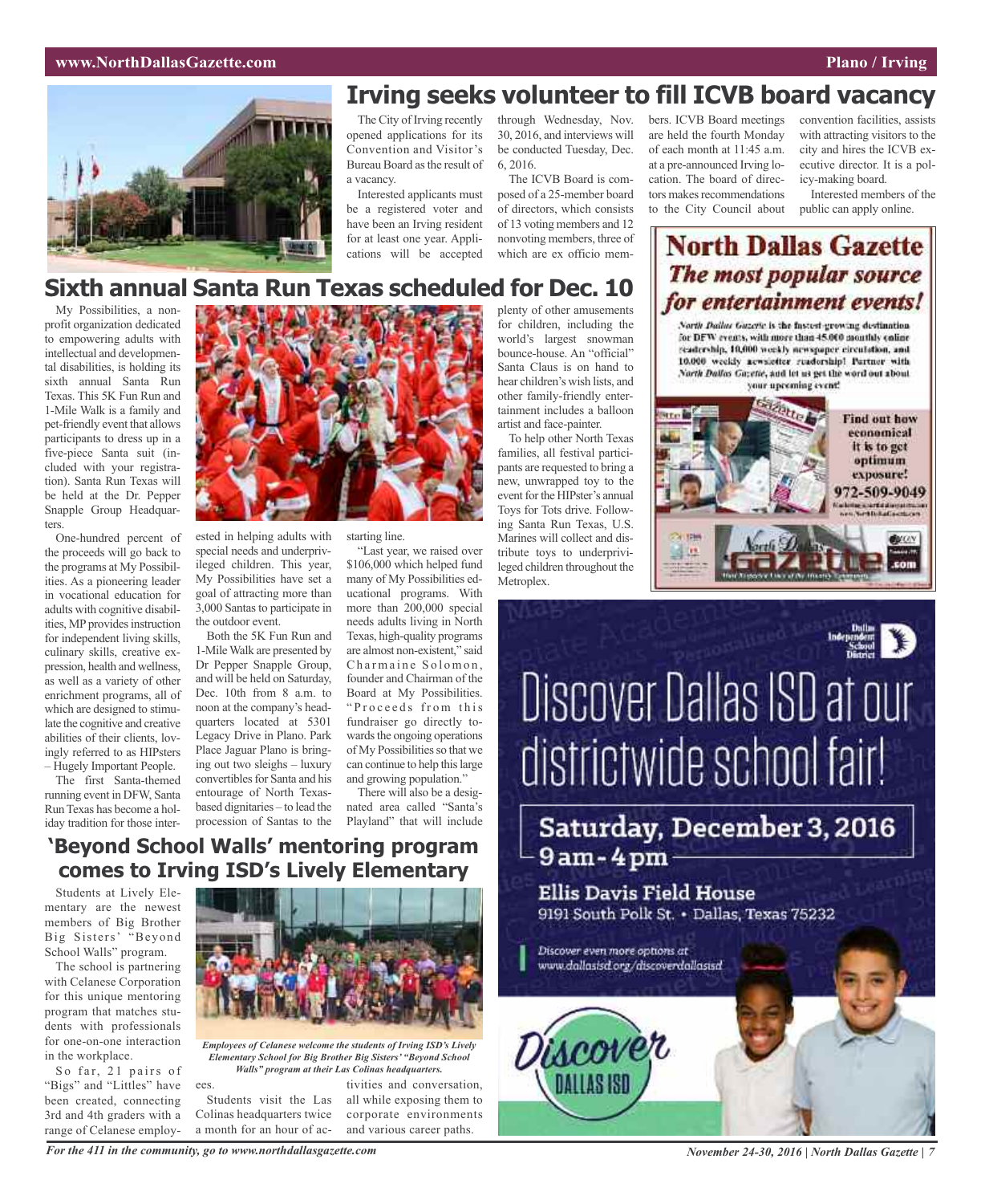# Irving seeks volunteer to fill ICVB board vacancy

The City of Irving recently opened applications for its Convention and Visitor's Bureau Board as the result of a vacancy.

Interested applicants must be a registered voter and have been an Irving resident for at least one year. Applications will be accepted through Wednesday, Nov. 30, 2016, and interviews will be conducted Tuesday, Dec. 6, 2016.

The ICVB Board is composed of a 25-member board of directors, which consists of 13 voting members and 12 nonvoting members, three of which are ex officio members. ICVB Board meetings are held the fourth Monday of each month at 11:45 a.m. at a pre-announced Irving location. The board of directors makes recommendations to the City Council about convention facilities, assists with attracting visitors to the city and hires the ICVB executive director. It is a policy-making board.

Interested members of the public can apply online.

# Sixth annual Santa Run Texas scheduled for Dec. 10

My Possibilities, a nonprofit organization dedicated to empowering adults with intellectual and developmental disabilities, is holding its sixth annual Santa Run Texas. This 5K Fun Run and 1-Mile Walk is a family and pet-friendly event that allows participants to dress up in a five-piece Santa suit (included with your registration). Santa Run Texas will be held at the Dr. Pepper Snapple Group Headquarters.

One-hundred percent of the proceeds will go back to the programs at My Possibilities. As a pioneering leader in vocational education for adults with cognitive disabilities, MP provides instruction for independent living skills, culinary skills, creative expression, health and wellness, as well as a variety of other enrichment programs, all of which are designed to stimulate the cognitive and creative abilities of their clients, lovingly referred to as HIPsters – Hugely Important People.

The first Santa-themed running event in DFW, Santa Run Texas has become a holiday tradition for those interested in helping adults with special needs and underprivileged children. This year, My Possibilities have set a goal of attracting more than 3,000 Santas to participate in the outdoor event.

Both the 5K Fun Run and 1-Mile Walk are presented by Dr Pepper Snapple Group, and will be held on Saturday, Dec. 10th from 8 a.m. to noon at the company's headquarters located at 5301 Legacy Drive in Plano. Park Place Jaguar Plano is bringing out two sleighs – luxury convertibles for Santa and his entourage of North Texas-based dignitaries – to lead the procession of Santas to the starting line.

"Last year, we raised over $106,000 which helped fund many of My Possibilities educational programs. With more than 200,000 special needs adults living in North Texas, high-quality programs are almost non-existent," said Charmaine Solomon, founder and Chairman of the Board at My Possibilities. "Proceeds from this fundraiser go directly towards the ongoing operations of My Possibilities so that we can continue to help this large and growing population."

There will also be a designated area called "Santa's Playland" that will include plenty of other amusements for children, including the world's largest snowman bounce-house. An "official" Santa Claus is on hand to hear children's wish lists, and other family-friendly entertainment includes a balloon artist and face-painter.

To help other North Texas families, all festival participants are requested to bring a new, unwrapped toy to the event for the HIPster's annual Toys for Tots drive. Following Santa Run Texas, U.S. Marines will collect and distribute toys to underprivileged children throughout the Metroplex.

# 'Beyond School Walls' mentoring program comes to Irving ISD's Lively Elementary

Students at Lively Elementary are the newest members of Big Brother Big Sisters' "Beyond School Walls" program.

The school is partnering with Celanese Corporation for this unique mentoring program that matches students with professionals for one-on-one interaction in the workplace.

So far, 21 pairs of "Bigs" and "Littles" have been created, connecting 3rd and 4th graders with a range of Celanese employees.

*Employees of Celanese welcome the students of Irving ISD's Lively Elementary School for Big Brother Big Sisters' "Beyond School Walls" program at their Las Colinas headquarters.*

Students visit the Las Colinas headquarters twice a month for an hour of activities and conversation, all while exposing them to corporate environments and various career paths.

**North Dallas Gazette**

***The most popular source for entertainment events!***

*North Dallas Gazette* is the fastest-growing destination for DFW events, with more than 45,000 monthly online readership, 10,000 weekly newspaper circulation, and 10,000 weekly newsletter readership! Partner with *North Dallas Gazette*, and let us get the word out about your upcoming event!

Find out how economical it is to get optimum exposure!

972-509-9049

Dallas Independent School District

# Discover Dallas ISD at our districtwide school fair!

**Saturday, December 3, 2016**
**9 am - 4 pm**

**Ellis Davis Field House**
9191 South Polk St. • Dallas, Texas 75232

*Discover even more options at www.dallasisd.org/discoverdallasisd*

Discover DALLAS ISD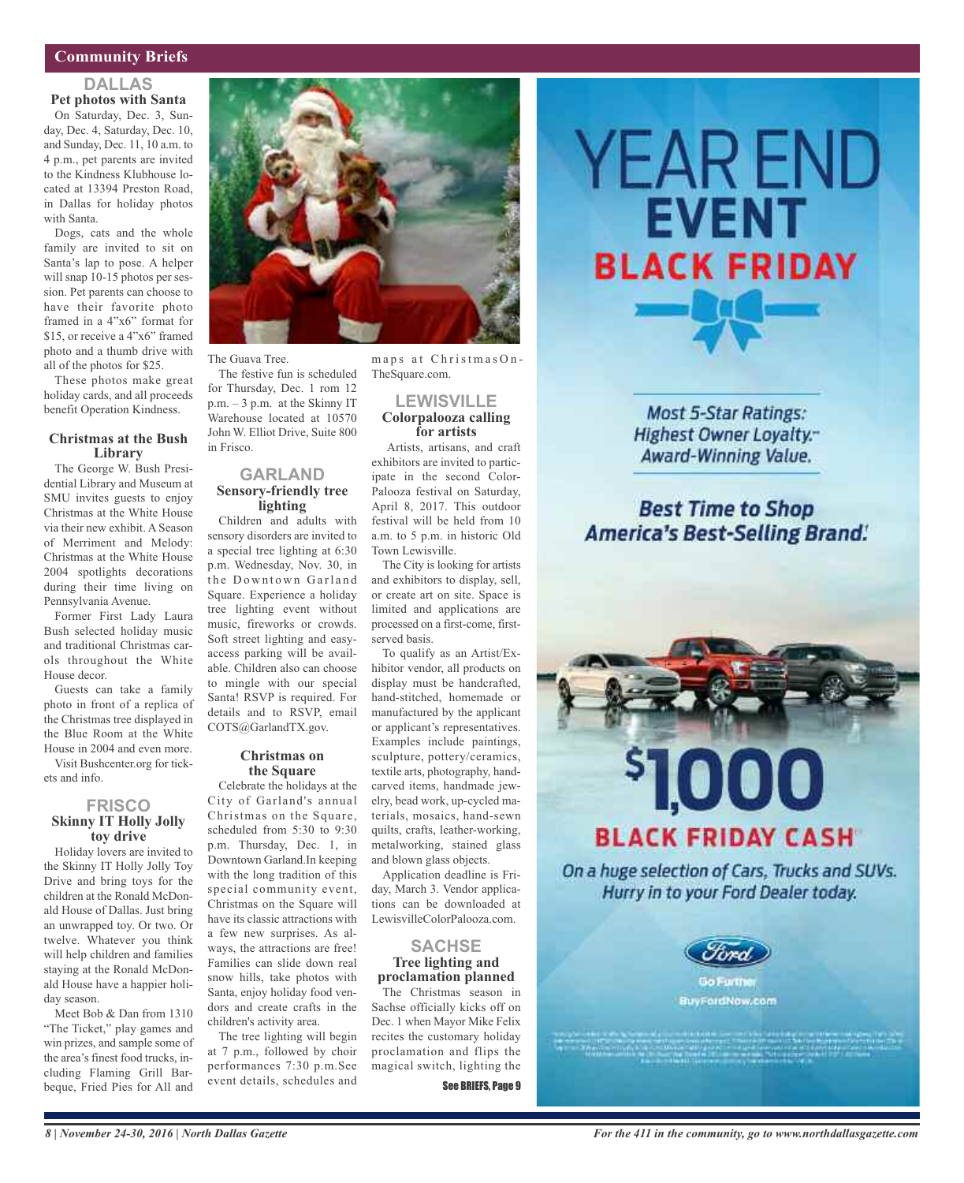## Community Briefs

### DALLAS

#### Pet photos with Santa

On Saturday, Dec. 3, Sunday, Dec. 4, Saturday, Dec. 10, and Sunday, Dec. 11, 10 a.m. to 4 p.m., pet parents are invited to the Kindness Klubhouse located at 13394 Preston Road, in Dallas for holiday photos with Santa.

Dogs, cats and the whole family are invited to sit on Santa's lap to pose. A helper will snap 10-15 photos per session. Pet parents can choose to have their favorite photo framed in a 4"x6" format for $15, or receive a 4"x6" framed photo and a thumb drive with all of the photos for $25.

These photos make great holiday cards, and all proceeds benefit Operation Kindness.

#### Christmas at the Bush Library

The George W. Bush Presidential Library and Museum at SMU invites guests to enjoy Christmas at the White House via their new exhibit. A Season of Merriment and Melody: Christmas at the White House 2004 spotlights decorations during their time living on Pennsylvania Avenue.

Former First Lady Laura Bush selected holiday music and traditional Christmas carols throughout the White House decor.

Guests can take a family photo in front of a replica of the Christmas tree displayed in the Blue Room at the White House in 2004 and even more.

Visit Bushcenter.org for tickets and info.

### FRISCO

#### Skinny IT Holly Jolly toy drive

Holiday lovers are invited to the Skinny IT Holly Jolly Toy Drive and bring toys for the children at the Ronald McDonald House of Dallas. Just bring an unwrapped toy. Or two. Or twelve. Whatever you think will help children and families staying at the Ronald McDonald House have a happier holiday season.

Meet Bob & Dan from 1310 "The Ticket," play games and win prizes, and sample some of the area's finest food trucks, including Flaming Grill Barbeque, Fried Pies for All and The Guava Tree.

The festive fun is scheduled for Thursday, Dec. 1 rom 12 p.m. – 3 p.m. at the Skinny IT Warehouse located at 10570 John W. Elliot Drive, Suite 800 in Frisco.

### GARLAND

#### Sensory-friendly tree lighting

Children and adults with sensory disorders are invited to a special tree lighting at 6:30 p.m. Wednesday, Nov. 30, in the Downtown Garland Square. Experience a holiday tree lighting event without music, fireworks or crowds. Soft street lighting and easy-access parking will be available. Children also can choose to mingle with our special Santa! RSVP is required. For details and to RSVP, email COTS@GarlandTX.gov.

#### Christmas on the Square

Celebrate the holidays at the City of Garland's annual Christmas on the Square, scheduled from 5:30 to 9:30 p.m. Thursday, Dec. 1, in Downtown Garland.In keeping with the long tradition of this special community event, Christmas on the Square will have its classic attractions with a few new surprises. As always, the attractions are free! Families can slide down real snow hills, take photos with Santa, enjoy holiday food vendors and create crafts in the children's activity area.

The tree lighting will begin at 7 p.m., followed by choir performances 7:30 p.m.See event details, schedules and maps at ChristmasOnTheSquare.com.

### LEWISVILLE

#### Colorpalooza calling for artists

Artists, artisans, and craft exhibitors are invited to participate in the second ColorPalooza festival on Saturday, April 8, 2017. This outdoor festival will be held from 10 a.m. to 5 p.m. in historic Old Town Lewisville.

The City is looking for artists and exhibitors to display, sell, or create art on site. Space is limited and applications are processed on a first-come, first-served basis.

To qualify as an Artist/Exhibitor vendor, all products on display must be handcrafted, hand-stitched, homemade or manufactured by the applicant or applicant's representatives. Examples include paintings, sculpture, pottery/ceramics, textile arts, photography, hand-carved items, handmade jewelry, bead work, up-cycled materials, mosaics, hand-sewn quilts, crafts, leather-working, metalworking, stained glass and blown glass objects.

Application deadline is Friday, March 3. Vendor applications can be downloaded at LewisvilleColorPalooza.com.

### SACHSE

#### Tree lighting and proclamation planned

The Christmas season in Sachse officially kicks off on Dec. 1 when Mayor Mike Felix recites the customary holiday proclamation and flips the magical switch, lighting the

See BRIEFS, Page 9

---

YEAR END EVENT
BLACK FRIDAY

Most 5-Star Ratings: Highest Owner Loyalty.™ Award-Winning Value.

Best Time to Shop America's Best-Selling Brand!

$1,000 BLACK FRIDAY CASH

On a huge selection of Cars, Trucks and SUVs. Hurry in to your Ford Dealer today.

Ford Go Further
BuyFordNow.com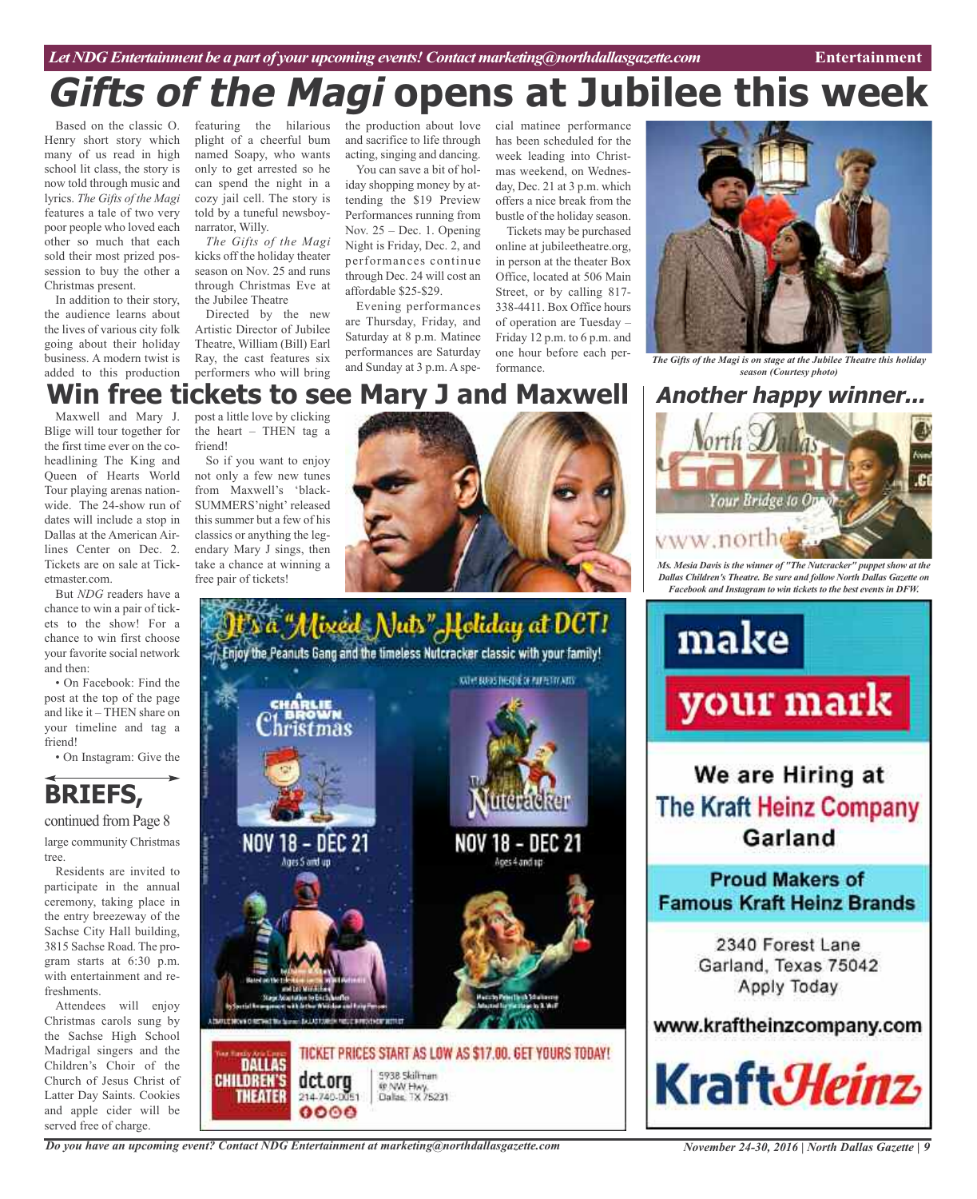# *Gifts of the Magi* opens at Jubilee this week

Based on the classic O. Henry short story which many of us read in high school lit class, the story is now told through music and lyrics. *The Gifts of the Magi* features a tale of two very poor people who loved each other so much that each sold their most prized possession to buy the other a Christmas present.

In addition to their story, the audience learns about the lives of various city folk going about their holiday business. A modern twist is added to this production featuring the hilarious plight of a cheerful bum named Soapy, who wants only to get arrested so he can spend the night in a cozy jail cell. The story is told by a tuneful newsboy-narrator, Willy.

*The Gifts of the Magi* kicks off the holiday theater season on Nov. 25 and runs through Christmas Eve at the Jubilee Theatre

Directed by the new Artistic Director of Jubilee Theatre, William (Bill) Earl Ray, the cast features six performers who will bring the production about love and sacrifice to life through acting, singing and dancing.

You can save a bit of holiday shopping money by attending the $19 Preview Performances running from Nov. 25 – Dec. 1. Opening Night is Friday, Dec. 2, and performances continue through Dec. 24 will cost an affordable $25-$29.

Evening performances are Thursday, Friday, and Saturday at 8 p.m. Matinee performances are Saturday and Sunday at 3 p.m. A special matinee performance has been scheduled for the week leading into Christmas weekend, on Wednesday, Dec. 21 at 3 p.m. which offers a nice break from the bustle of the holiday season.

Tickets may be purchased online at jubileetheatre.org, in person at the theater Box Office, located at 506 Main Street, or by calling 817-338-4411. Box Office hours of operation are Tuesday – Friday 12 p.m. to 6 p.m. and one hour before each performance.

*The Gifts of the Magi is on stage at the Jubilee Theatre this holiday season (Courtesy photo)*

# Win free tickets to see Mary J and Maxwell

Maxwell and Mary J. Blige will tour together for the first time ever on the co-headlining The King and Queen of Hearts World Tour playing arenas nationwide. The 24-show run of dates will include a stop in Dallas at the American Airlines Center on Dec. 2. Tickets are on sale at Ticketmaster.com.

But *NDG* readers have a chance to win a pair of tickets to the show! For a chance to win first choose your favorite social network and then:

- On Facebook: Find the post at the top of the page and like it – THEN share on your timeline and tag a friend!
- On Instagram: Give the post a little love by clicking the heart – THEN tag a friend!

So if you want to enjoy not only a few new tunes from Maxwell's 'blackSUMMERS'night' released this summer but a few of his classics or anything the legendary Mary J sings, then take a chance at winning a free pair of tickets!

## *Another happy winner...*

*Ms. Mesia Davis is the winner of "The Nutcracker" puppet show at the Dallas Children's Theatre. Be sure and follow North Dallas Gazette on Facebook and Instagram to win tickets to the best events in DFW.*

## BRIEFS,

continued from Page 8

large community Christmas tree.

Residents are invited to participate in the annual ceremony, taking place in the entry breezeway of the Sachse City Hall building, 3815 Sachse Road. The program starts at 6:30 p.m. with entertainment and refreshments.

Attendees will enjoy Christmas carols sung by the Sachse High School Madrigal singers and the Children's Choir of the Church of Jesus Christ of Latter Day Saints. Cookies and apple cider will be served free of charge.

---

**It's a "Mixed Nuts" Holiday at DCT!**

Enjoy the Peanuts Gang and the timeless Nutcracker classic with your family!

A Charlie Brown Christmas — NOV 18 – DEC 21 — Ages 5 and up

The Nutcracker — NOV 18 – DEC 21 — Ages 4 and up

TICKET PRICES START AS LOW AS $17.00. GET YOURS TODAY!

Dallas Children's Theater — dct.org — 214-740-0051 — 5938 Skillman @ NW Hwy. Dallas, TX 75231

---

**make your mark**

We are Hiring at The Kraft Heinz Company Garland

Proud Makers of Famous Kraft Heinz Brands

2340 Forest Lane
Garland, Texas 75042
Apply Today

www.kraftheinzcompany.com

Kraft Heinz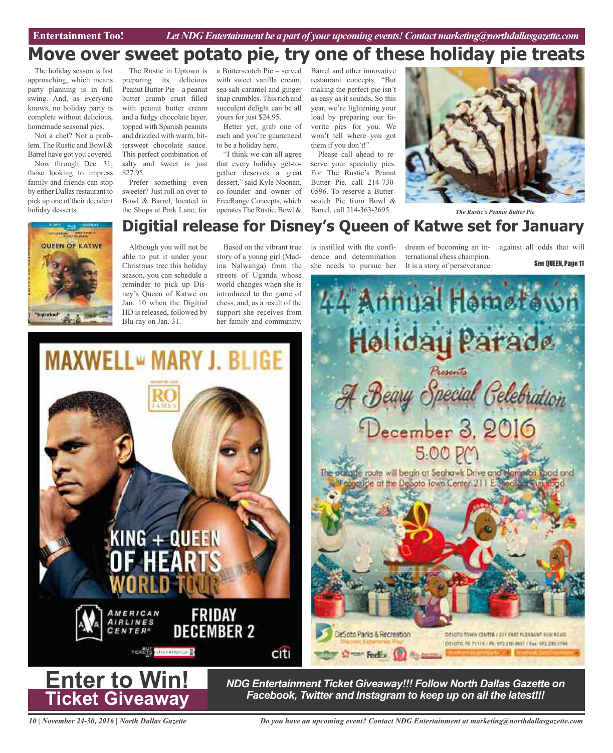# Move over sweet potato pie, try one of these holiday pie treats

The holiday season is fast approaching, which means party planning is in full swing. And, as everyone knows, no holiday party is complete without delicious, homemade seasonal pies.

Not a chef? Not a problem. The Rustic and Bowl & Barrel have got you covered.

Now through Dec. 31, those looking to impress family and friends can stop by either Dallas restaurant to pick up one of their decadent holiday desserts.

The Rustic in Uptown is preparing its delicious Peanut Butter Pie – a peanut butter crumb crust filled with peanut butter cream and a fudgy chocolate layer, topped with Spanish peanuts and drizzled with warm, bittersweet chocolate sauce. This perfect combination of salty and sweet is just $27.95.

Prefer something even sweeter? Just roll on over to Bowl & Barrel, located in the Shops at Park Lane, for a Butterscotch Pie – served with sweet vanilla cream, sea salt caramel and ginger snap crumbles. This rich and succulent delight can be all yours for just $24.95.

Better yet, grab one of each and you're guaranteed to be a holiday hero.

"I think we can all agree that every holiday get-together deserves a great dessert," said Kyle Noonan, co-founder and owner of FreeRange Concepts, which operates The Rustic, Bowl & Barrel and other innovative restaurant concepts. "But making the perfect pie isn't as easy as it sounds. So this year, we're lightening your load by preparing our favorite pies for you. We won't tell where you got them if you don't!"

Please call ahead to reserve your specialty pies. For The Rustic's Peanut Butter Pie, call 214-730-0596. To reserve a Butterscotch Pie from Bowl & Barrel, call 214-363-2695.

*The Rustic's Peanut Butter Pie*

# Digital release for Disney's Queen of Katwe set for January

Although you will not be able to put it under your Christmas tree this holiday season, you can schedule a reminder to pick up Disney's Queen of Katwe on Jan. 10 when the Digital HD is released, followed by Blu-ray on Jan. 31.

Based on the vibrant true story of a young girl (Madina Nalwanga) from the streets of Uganda whose world changes when she is introduced to the game of chess, and, as a result of the support she receives from her family and community, is instilled with the confidence and determination she needs to pursue her dream of becoming an international chess champion. It is a story of perseverance against all odds that will

See QUEEN, Page 11

# Enter to Win!
## Ticket Giveaway

***NDG Entertainment Ticket Giveaway!!! Follow North Dallas Gazette on Facebook, Twitter and Instagram to keep up on all the latest!!!***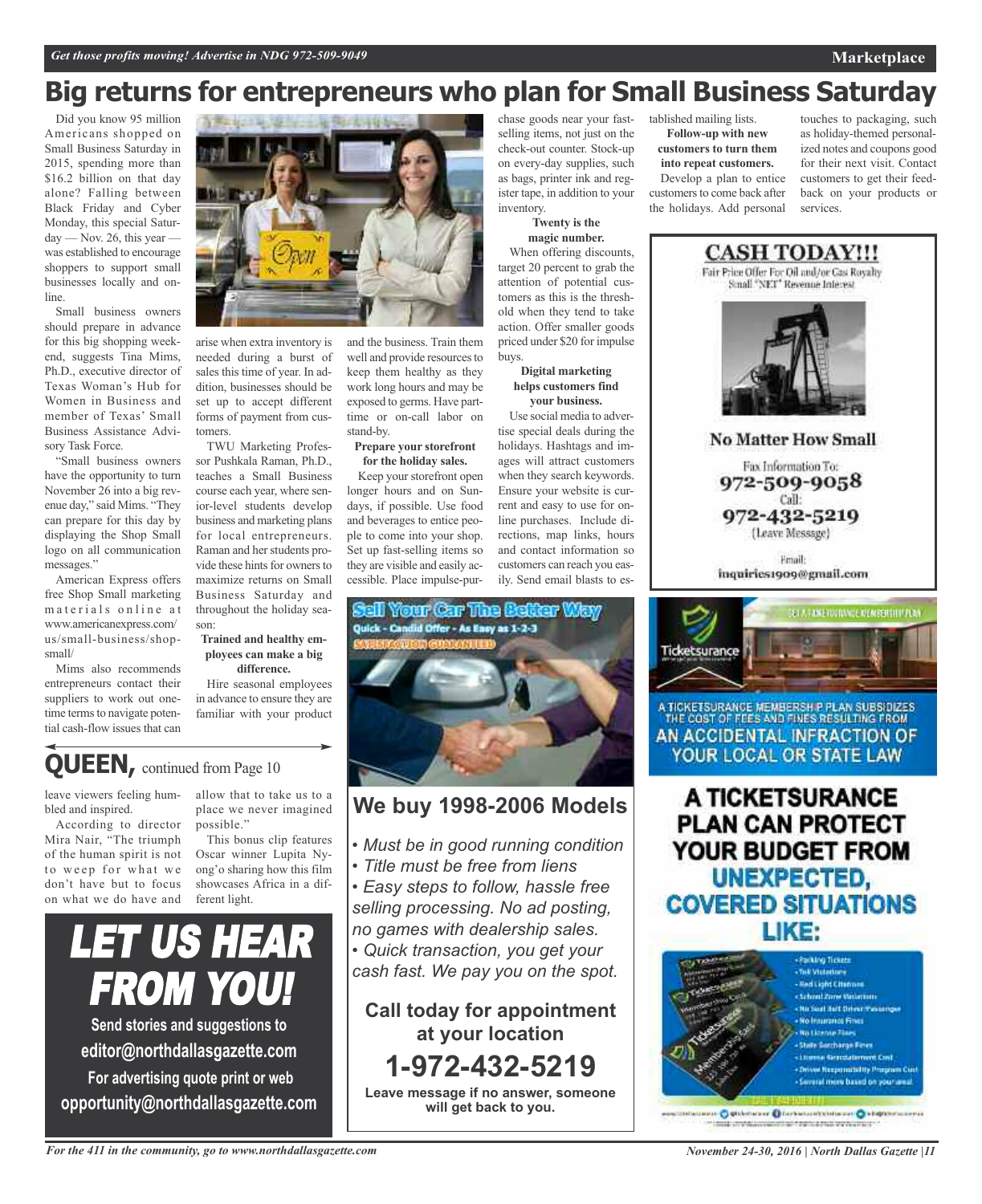# Big returns for entrepreneurs who plan for Small Business Saturday

Did you know 95 million Americans shopped on Small Business Saturday in 2015, spending more than $16.2 billion on that day alone? Falling between Black Friday and Cyber Monday, this special Saturday — Nov. 26, this year — was established to encourage shoppers to support small businesses locally and online.

Small business owners should prepare in advance for this big shopping weekend, suggests Tina Mims, Ph.D., executive director of Texas Woman's Hub for Women in Business and member of Texas' Small Business Assistance Advisory Task Force.

"Small business owners have the opportunity to turn November 26 into a big revenue day," said Mims. "They can prepare for this day by displaying the Shop Small logo on all communication messages."

American Express offers free Shop Small marketing materials online at www.americanexpress.com/us/small-business/shop-small/

Mims also recommends entrepreneurs contact their suppliers to work out one-time terms to navigate potential cash-flow issues that can arise when extra inventory is needed during a burst of sales this time of year. In addition, businesses should be set up to accept different forms of payment from customers.

TWU Marketing Professor Pushkala Raman, Ph.D., teaches a Small Business course each year, where senior-level students develop business and marketing plans for local entrepreneurs. Raman and her students provide these hints for owners to maximize returns on Small Business Saturday and throughout the holiday season:

**Trained and healthy employees can make a big difference.**

Hire seasonal employees in advance to ensure they are familiar with your product and the business. Train them well and provide resources to keep them healthy as they work long hours and may be exposed to germs. Have part-time or on-call labor on stand-by.

**Prepare your storefront for the holiday sales.**

Keep your storefront open longer hours and on Sundays, if possible. Use food and beverages to entice people to come into your shop. Set up fast-selling items so they are visible and easily accessible. Place impulse-purchase goods near your fast-selling items, not just on the check-out counter. Stock-up on every-day supplies, such as bags, printer ink and register tape, in addition to your inventory.

**Twenty is the magic number.**

When offering discounts, target 20 percent to grab the attention of potential customers as this is the threshold when they tend to take action. Offer smaller goods priced under $20 for impulse buys.

**Digital marketing helps customers find your business.**

Use social media to advertise special deals during the holidays. Hashtags and images will attract customers when they search keywords. Ensure your website is current and easy to use for online purchases. Include directions, map links, hours and contact information so customers can reach you easily. Send email blasts to established mailing lists.

**Follow-up with new customers to turn them into repeat customers.**

Develop a plan to entice customers to come back after the holidays. Add personal touches to packaging, such as holiday-themed personalized notes and coupons good for their next visit. Contact customers to get their feedback on your products or services.

## QUEEN, continued from Page 10

leave viewers feeling humbled and inspired.

According to director Mira Nair, "The triumph of the human spirit is not to weep for what we don't have but to focus on what we do have and allow that to take us to a place we never imagined possible."

This bonus clip features Oscar winner Lupita Nyong'o sharing how this film showcases Africa in a different light.

---

**LET US HEAR FROM YOU!**

Send stories and suggestions to
editor@northdallasgazette.com
For advertising quote print or web
opportunity@northdallasgazette.com

---

**Sell Your Car The Better Way**
Quick - Candid Offer - As Easy as 1-2-3
SATISFACTION GUARANTEED

**We buy 1998-2006 Models**

- *Must be in good running condition*
- *Title must be free from liens*
- *Easy steps to follow, hassle free selling processing. No ad posting, no games with dealership sales.*
- *Quick transaction, you get your cash fast. We pay you on the spot.*

**Call today for appointment at your location**
**1-972-432-5219**
**Leave message if no answer, someone will get back to you.**

---

**CASH TODAY!!!**
Fair Price Offer For Oil and/or Gas Royalty
Small "NET" Revenue Interest

**No Matter How Small**

Fax Information To:
**972-509-9058**
Call:
**972-432-5219**
(Leave Message)

Email:
inquiries1909@gmail.com

---

Ticketsurance

A TICKETSURANCE MEMBERSHIP PLAN SUBSIDIZES THE COST OF FEES AND FINES RESULTING FROM AN ACCIDENTAL INFRACTION OF YOUR LOCAL OR STATE LAW

**A TICKETSURANCE PLAN CAN PROTECT YOUR BUDGET FROM UNEXPECTED, COVERED SITUATIONS LIKE:**

- Parking Tickets
- Toll Violations
- Red Light Citations
- School Zone Violations
- No Seat Belt Driver/Passenger
- No Insurance Fines
- No License Fines
- State Surcharge Fines
- License Reinstatement Cost
- Driver Responsibility Program Cost
- Several more based on your area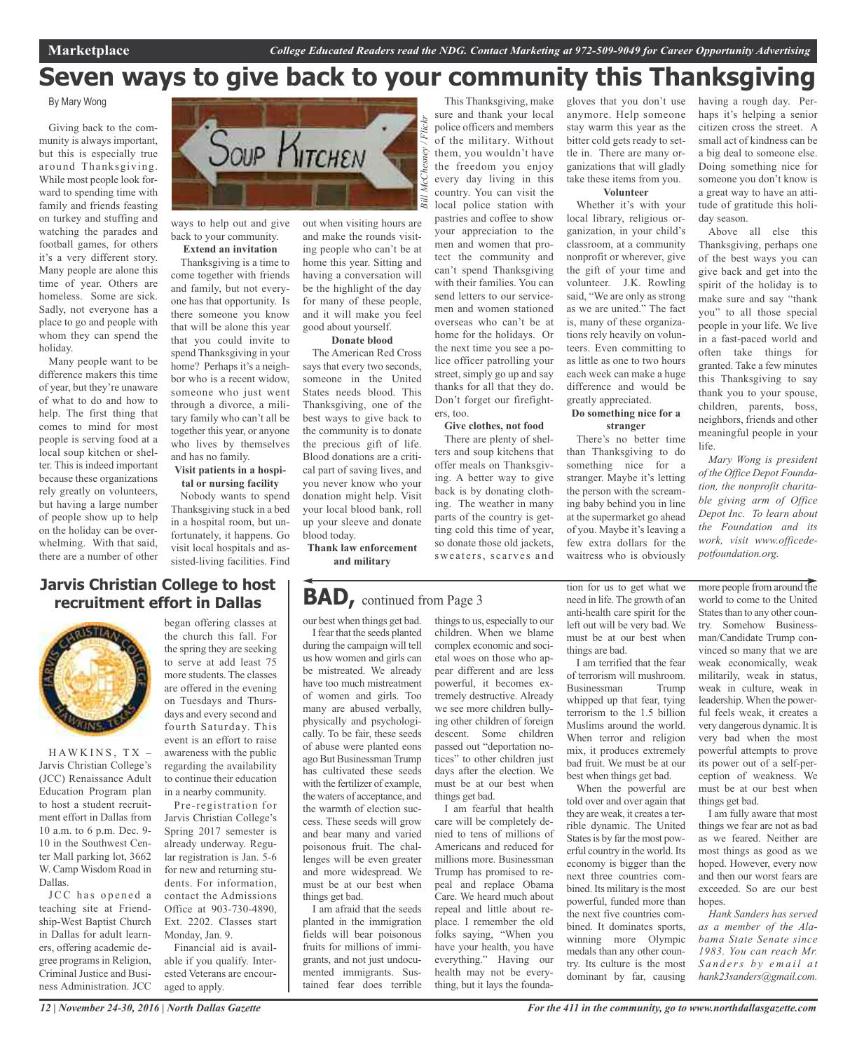# Seven ways to give back to your community this Thanksgiving

By Mary Wong

Giving back to the community is always important, but this is especially true around Thanksgiving. While most people look forward to spending time with family and friends feasting on turkey and stuffing and watching the parades and football games, for others it's a very different story. Many people are alone this time of year. Others are homeless. Some are sick. Sadly, not everyone has a place to go and people with whom they can spend the holiday.

Many people want to be difference makers this time of year, but they're unaware of what to do and how to help. The first thing that comes to mind for most people is serving food at a local soup kitchen or shelter. This is indeed important because these organizations rely greatly on volunteers, but having a large number of people show up to help on the holiday can be overwhelming. With that said, there are a number of other ways to help out and give back to your community.

Bill McChesney / Flickr

**Extend an invitation**

Thanksgiving is a time to come together with friends and family, but not everyone has that opportunity. Is there someone you know that will be alone this year that you could invite to spend Thanksgiving in your home? Perhaps it's a neighbor who is a recent widow, someone who just went through a divorce, a military family who can't all be together this year, or anyone who lives by themselves and has no family.

**Visit patients in a hospital or nursing facility**

Nobody wants to spend Thanksgiving stuck in a bed in a hospital room, but unfortunately, it happens. Go visit local hospitals and assisted-living facilities. Find out when visiting hours are and make the rounds visiting people who can't be at home this year. Sitting and having a conversation will be the highlight of the day for many of these people, and it will make you feel good about yourself.

**Donate blood**

The American Red Cross says that every two seconds, someone in the United States needs blood. This Thanksgiving, one of the best ways to give back to the community is to donate the precious gift of life. Blood donations are a critical part of saving lives, and you never know who your donation might help. Visit your local blood bank, roll up your sleeve and donate blood today.

**Thank law enforcement and military**

This Thanksgiving, make sure and thank your local police officers and members of the military. Without them, you wouldn't have the freedom you enjoy every day living in this country. You can visit the local police station with pastries and coffee to show your appreciation to the men and women that protect the community and can't spend Thanksgiving with their families. You can send letters to our servicemen and women stationed overseas who can't be at home for the holidays. Or the next time you see a police officer patrolling your street, simply go up and say thanks for all that they do. Don't forget our firefighters, too.

**Give clothes, not food**

There are plenty of shelters and soup kitchens that offer meals on Thanksgiving. A better way to give back is by donating clothing. The weather in many parts of the country is getting cold this time of year, so donate those old jackets, sweaters, scarves and gloves that you don't use anymore. Help someone stay warm this year as the bitter cold gets ready to settle in. There are many organizations that will gladly take these items from you.

**Volunteer**

Whether it's with your local library, religious organization, in your child's classroom, at a community nonprofit or wherever, give the gift of your time and volunteer. J.K. Rowling said, "We are only as strong as we are united." The fact is, many of these organizations rely heavily on volunteers. Even committing to as little as one to two hours each week can make a huge difference and would be greatly appreciated.

**Do something nice for a stranger**

There's no better time than Thanksgiving to do something nice for a stranger. Maybe it's letting the person with the screaming baby behind you in line at the supermarket go ahead of you. Maybe it's leaving a few extra dollars for the waitress who is obviously having a rough day. Perhaps it's helping a senior citizen cross the street. A small act of kindness can be a big deal to someone else. Doing something nice for someone you don't know is a great way to have an attitude of gratitude this holiday season.

Above all else this Thanksgiving, perhaps one of the best ways you can give back and get into the spirit of the holiday is to make sure and say "thank you" to all those special people in your life. We live in a fast-paced world and often take things for granted. Take a few minutes this Thanksgiving to say thank you to your spouse, children, parents, boss, neighbors, friends and other meaningful people in your life.

*Mary Wong is president of the Office Depot Foundation, the nonprofit charitable giving arm of Office Depot Inc. To learn about the Foundation and its work, visit www.officedepotfoundation.org.*

## Jarvis Christian College to host recruitment effort in Dallas

HAWKINS, TX – Jarvis Christian College's (JCC) Renaissance Adult Education Program plan to host a student recruitment effort in Dallas from 10 a.m. to 6 p.m. Dec. 9-10 in the Southwest Center Mall parking lot, 3662 W. Camp Wisdom Road in Dallas.

JCC has opened a teaching site at Friendship-West Baptist Church in Dallas for adult learners, offering academic degree programs in Religion, Criminal Justice and Business Administration. JCC began offering classes at the church this fall. For the spring they are seeking to serve at add least 75 more students. The classes are offered in the evening on Tuesdays and Thursdays and every second and fourth Saturday. This event is an effort to raise awareness with the public regarding the availability to continue their education in a nearby community.

Pre-registration for Jarvis Christian College's Spring 2017 semester is already underway. Regular registration is Jan. 5-6 for new and returning students. For information, contact the Admissions Office at 903-730-4890, Ext. 2202. Classes start Monday, Jan. 9.

Financial aid is available if you qualify. Interested Veterans are encouraged to apply.

## BAD, continued from Page 3

our best when things get bad.

I fear that the seeds planted during the campaign will tell us how women and girls can be mistreated. We already have too much mistreatment of women and girls. Too many are abused verbally, physically and psychologically. To be fair, these seeds of abuse were planted eons ago But Businessman Trump has cultivated these seeds with the fertilizer of example, the waters of acceptance, and the warmth of election success. These seeds will grow and bear many and varied poisonous fruit. The challenges will be even greater and more widespread. We must be at our best when things get bad.

I am afraid that the seeds planted in the immigration fields will bear poisonous fruits for millions of immigrants, and not just undocumented immigrants. Sustained fear does terrible things to us, especially to our children. When we blame complex economic and societal woes on those who appear different and are less powerful, it becomes extremely destructive. Already we see more children bullying other children of foreign descent. Some children passed out "deportation notices" to other children just days after the election. We must be at our best when things get bad.

I am fearful that health care will be completely denied to tens of millions of Americans and reduced for millions more. Businessman Trump has promised to repeal and replace Obama Care. We heard much about repeal and little about replace. I remember the old folks saying, "When you have your health, you have everything." Having our health may not be everything, but it lays the foundation for us to get what we need in life. The growth of an anti-health care spirit for the left out will be very bad. We must be at our best when things are bad.

I am terrified that the fear of terrorism will mushroom. Businessman Trump whipped up that fear, tying terrorism to the 1.5 billion Muslims around the world. When terror and religion mix, it produces extremely bad fruit. We must be at our best when things get bad.

When the powerful are told over and over again that they are weak, it creates a terrible dynamic. The United States is by far the most powerful country in the world. Its economy is bigger than the next three countries combined. Its military is the most powerful, funded more than the next five countries combined. It dominates sports, winning more Olympic medals than any other country. Its culture is the most dominant by far, causing more people from around the world to come to the United States than to any other country. Somehow Businessman/Candidate Trump convinced so many that we are weak economically, weak militarily, weak in status, weak in culture, weak in leadership. When the powerful feels weak, it creates a very dangerous dynamic. It is very bad when the most powerful attempts to prove its power out of a self-perception of weakness. We must be at our best when things get bad.

I am fully aware that most things we fear are not as bad as we feared. Neither are most things as good as we hoped. However, every now and then our worst fears are exceeded. So are our best hopes.

*Hank Sanders has served as a member of the Alabama State Senate since 1983. You can reach Mr. Sanders by email at hank23sanders@gmail.com.*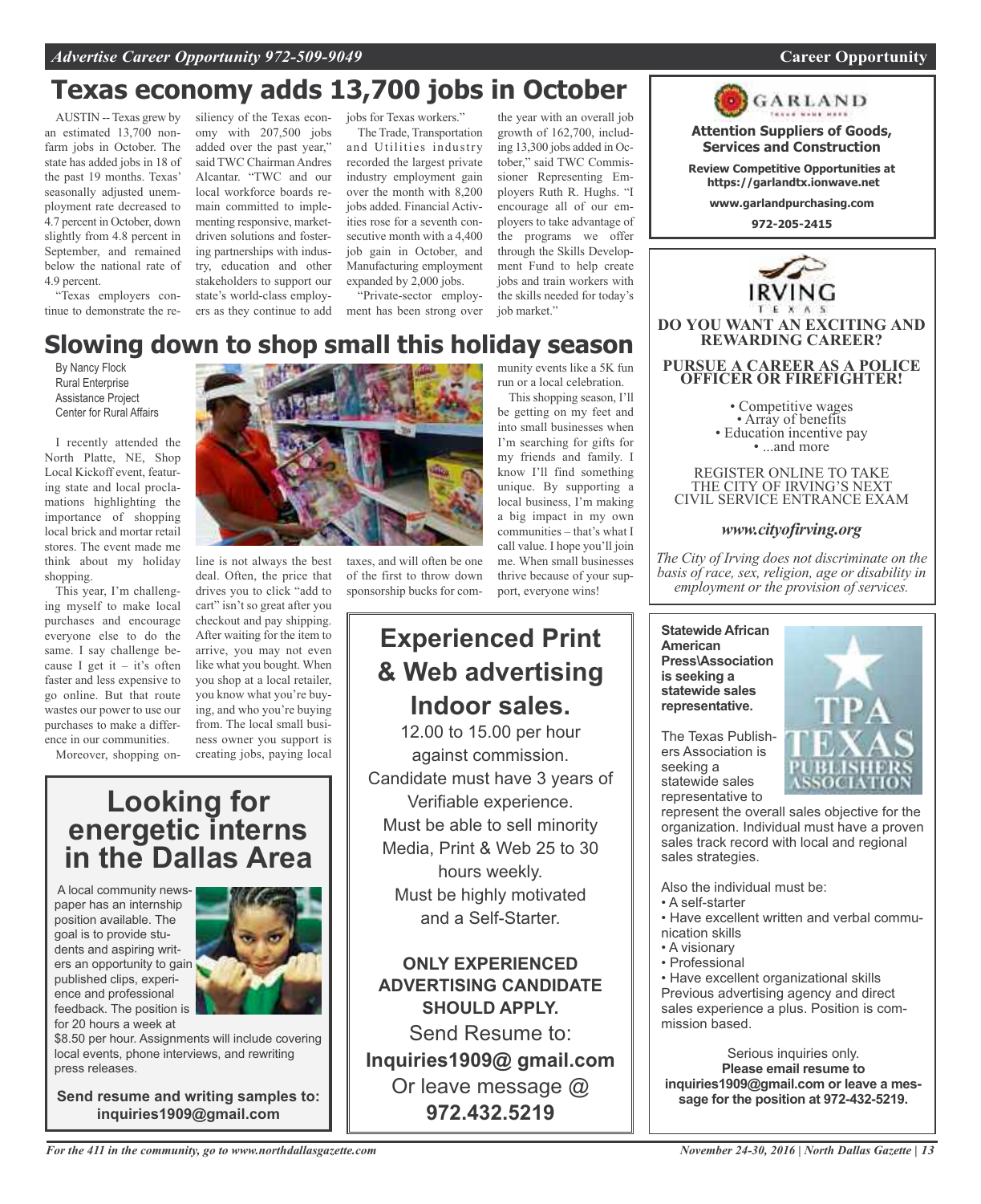# Texas economy adds 13,700 jobs in October

AUSTIN -- Texas grew by an estimated 13,700 nonfarm jobs in October. The state has added jobs in 18 of the past 19 months. Texas' seasonally adjusted unemployment rate decreased to 4.7 percent in October, down slightly from 4.8 percent in September, and remained below the national rate of 4.9 percent.

"Texas employers continue to demonstrate the resiliency of the Texas economy with 207,500 jobs added over the past year," said TWC Chairman Andres Alcantar. "TWC and our local workforce boards remain committed to implementing responsive, market-driven solutions and fostering partnerships with industry, education and other stakeholders to support our state's world-class employers as they continue to add jobs for Texas workers."

The Trade, Transportation and Utilities industry recorded the largest private industry employment gain over the month with 8,200 jobs added. Financial Activities rose for a seventh consecutive month with a 4,400 job gain in October, and Manufacturing employment expanded by 2,000 jobs.

"Private-sector employment has been strong over the year with an overall job growth of 162,700, including 13,300 jobs added in October," said TWC Commissioner Representing Employers Ruth R. Hughs. "I encourage all of our employers to take advantage of the programs we offer through the Skills Development Fund to help create jobs and train workers with the skills needed for today's job market."

# Slowing down to shop small this holiday season

By Nancy Flock
Rural Enterprise Assistance Project
Center for Rural Affairs

I recently attended the North Platte, NE, Shop Local Kickoff event, featuring state and local proclamations highlighting the importance of shopping local brick and mortar retail stores. The event made me think about my holiday shopping.

This year, I'm challenging myself to make local purchases and encourage everyone else to do the same. I say challenge because I get it – it's often faster and less expensive to go online. But that route wastes our power to use our purchases to make a difference in our communities.

Moreover, shopping online is not always the best deal. Often, the price that drives you to click "add to cart" isn't so great after you checkout and pay shipping. After waiting for the item to arrive, you may not even like what you bought. When you shop at a local retailer, you know what you're buying, and who you're buying from. The local small business owner you support is creating jobs, paying local taxes, and will often be one of the first to throw down sponsorship bucks for community events like a 5K fun run or a local celebration.

This shopping season, I'll be getting on my feet and into small businesses when I'm searching for gifts for my friends and family. I know I'll find something unique. By supporting a local business, I'm making a big impact in my own communities – that's what I call value. I hope you'll join me. When small businesses thrive because of your support, everyone wins!

## Looking for energetic interns in the Dallas Area

A local community newspaper has an internship position available. The goal is to provide students and aspiring writers an opportunity to gain published clips, experience and professional feedback. The position is for 20 hours a week at $8.50 per hour. Assignments will include covering local events, phone interviews, and rewriting press releases.

**Send resume and writing samples to: inquiries1909@gmail.com**

## Experienced Print & Web advertising Indoor sales.

12.00 to 15.00 per hour against commission.
Candidate must have 3 years of Verifiable experience.
Must be able to sell minority Media, Print & Web 25 to 30 hours weekly.
Must be highly motivated and a Self-Starter.

**ONLY EXPERIENCED ADVERTISING CANDIDATE SHOULD APPLY.**

Send Resume to:
**Inquiries1909@ gmail.com**
Or leave message @
**972.432.5219**

## GARLAND

**Attention Suppliers of Goods, Services and Construction**

**Review Competitive Opportunities at https://garlandtx.ionwave.net**

**www.garlandpurchasing.com**

**972-205-2415**

## IRVING TEXAS

**DO YOU WANT AN EXCITING AND REWARDING CAREER?**

**PURSUE A CAREER AS A POLICE OFFICER OR FIREFIGHTER!**

- Competitive wages
- Array of benefits
- Education incentive pay
- ...and more

REGISTER ONLINE TO TAKE THE CITY OF IRVING'S NEXT CIVIL SERVICE ENTRANCE EXAM

*www.cityofirving.org*

*The City of Irving does not discriminate on the basis of race, sex, religion, age or disability in employment or the provision of services.*

**Statewide African American Press\Association is seeking a statewide sales representative.**

TPA TEXAS PUBLISHERS ASSOCIATION

The Texas Publishers Association is seeking a statewide sales representative to represent the overall sales objective for the organization. Individual must have a proven sales track record with local and regional sales strategies.

Also the individual must be:
- A self-starter
- Have excellent written and verbal communication skills
- A visionary
- Professional
- Have excellent organizational skills

Previous advertising agency and direct sales experience a plus. Position is commission based.

Serious inquiries only.
**Please email resume to inquiries1909@gmail.com or leave a message for the position at 972-432-5219.**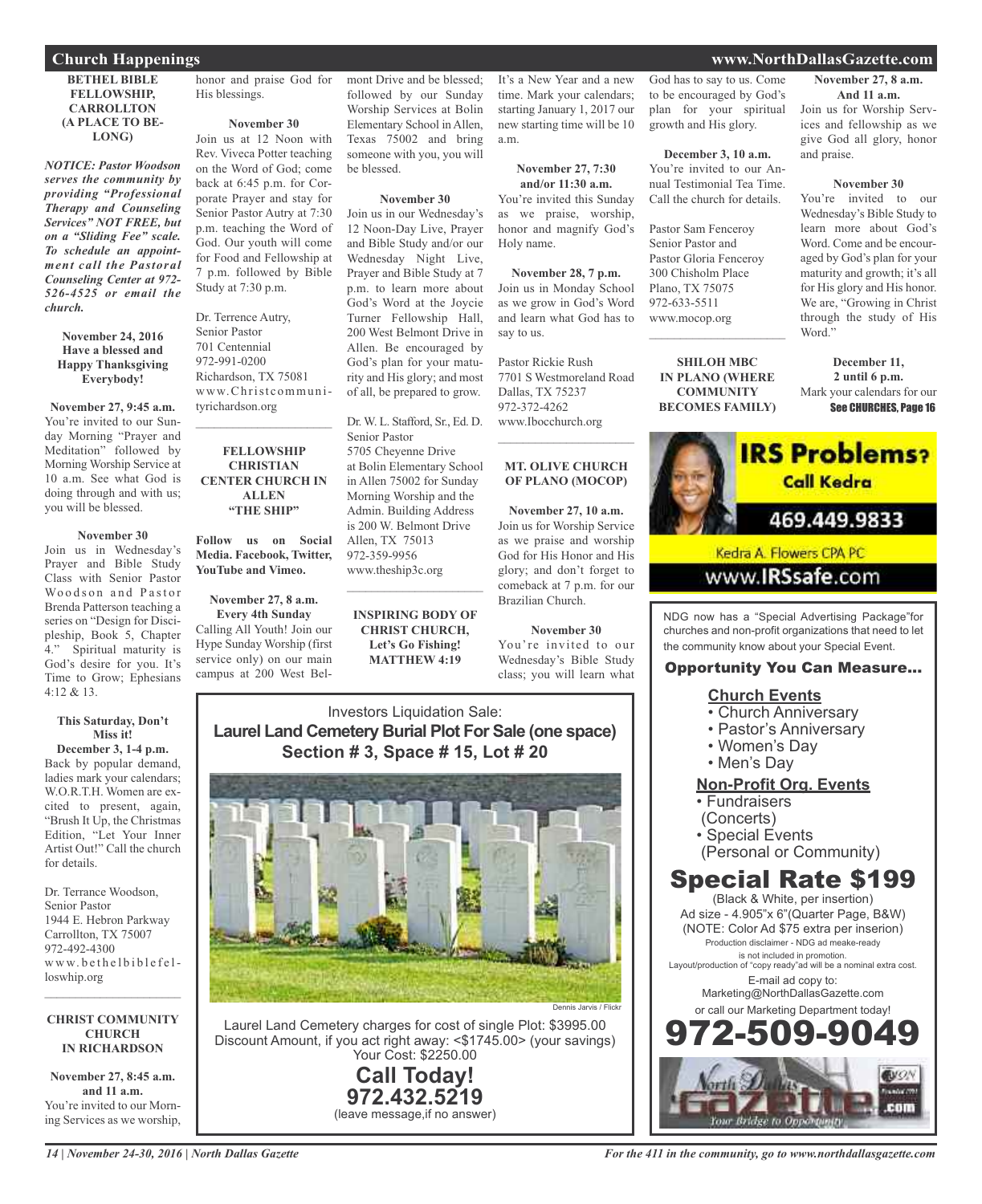## Church Happenings

**BETHEL BIBLE FELLOWSHIP, CARROLLTON (A PLACE TO BELONG)**

***NOTICE: Pastor Woodson serves the community by providing "Professional Therapy and Counseling Services" NOT FREE, but on a "Sliding Fee" scale. To schedule an appointment call the Pastoral Counseling Center at 972-526-4525 or email the church.***

**November 24, 2016**
**Have a blessed and Happy Thanksgiving Everybody!**

**November 27, 9:45 a.m.**
You're invited to our Sunday Morning "Prayer and Meditation" followed by Morning Worship Service at 10 a.m. See what God is doing through and with us; you will be blessed.

**November 30**
Join us in Wednesday's Prayer and Bible Study Class with Senior Pastor Woodson and Pastor Brenda Patterson teaching a series on "Design for Discipleship, Book 5, Chapter 4." Spiritual maturity is God's desire for you. It's Time to Grow; Ephesians 4:12 & 13.

**This Saturday, Don't Miss it!**
**December 3, 1-4 p.m.**
Back by popular demand, ladies mark your calendars; W.O.R.T.H. Women are excited to present, again, "Brush It Up, the Christmas Edition, "Let Your Inner Artist Out!" Call the church for details.

Dr. Terrance Woodson,
Senior Pastor
1944 E. Hebron Parkway
Carrollton, TX 75007
972-492-4300
www.bethelbiblefelloswhip.org

---

**CHRIST COMMUNITY CHURCH IN RICHARDSON**

**November 27, 8:45 a.m. and 11 a.m.**
You're invited to our Morning Services as we worship, honor and praise God for His blessings.

**November 30**
Join us at 12 Noon with Rev. Viveca Potter teaching on the Word of God; come back at 6:45 p.m. for Corporate Prayer and stay for Senior Pastor Autry at 7:30 p.m. teaching the Word of God. Our youth will come for Food and Fellowship at 7 p.m. followed by Bible Study at 7:30 p.m.

Dr. Terrence Autry,
Senior Pastor
701 Centennial
972-991-0200
Richardson, TX 75081
www.Christcommunityrichardson.org

---

**FELLOWSHIP CHRISTIAN CENTER CHURCH IN ALLEN "THE SHIP"**

**Follow us on Social Media. Facebook, Twitter, YouTube and Vimeo.**

**November 27, 8 a.m. Every 4th Sunday**
Calling All Youth! Join our Hype Sunday Worship (first service only) on our main campus at 200 West Belmont Drive and be blessed; followed by our Sunday Worship Services at Bolin Elementary School in Allen, Texas 75002 and bring someone with you, you will be blessed.

**November 30**
Join us in our Wednesday's 12 Noon-Day Live, Prayer and Bible Study and/or our Wednesday Night Live, Prayer and Bible Study at 7 p.m. to learn more about God's Word at the Joycie Turner Fellowship Hall, 200 West Belmont Drive in Allen. Be encouraged by God's plan for your maturity and His glory; and most of all, be prepared to grow.

Dr. W. L. Stafford, Sr., Ed. D.
Senior Pastor
5705 Cheyenne Drive
at Bolin Elementary School in Allen 75002 for Sunday Morning Worship and the Admin. Building Address is 200 W. Belmont Drive
Allen, TX 75013
972-359-9956
www.theship3c.org

---

**INSPIRING BODY OF CHRIST CHURCH, Let's Go Fishing! MATTHEW 4:19**

It's a New Year and a new time. Mark your calendars; starting January 1, 2017 our new starting time will be 10 a.m.

**November 27, 7:30 and/or 11:30 a.m.**
You're invited this Sunday as we praise, worship, honor and magnify God's Holy name.

**November 28, 7 p.m.**
Join us in Monday School as we grow in God's Word and learn what God has to say to us.

Pastor Rickie Rush
7701 S Westmoreland Road
Dallas, TX 75237
972-372-4262
www.Ibocchurch.org

---

**MT. OLIVE CHURCH OF PLANO (MOCOP)**

**November 27, 10 a.m.**
Join us for Worship Service as we praise and worship God for His Honor and His glory; and don't forget to comeback at 7 p.m. for our Brazilian Church.

**November 30**
You're invited to our Wednesday's Bible Study class; you will learn what God has to say to us. Come to be encouraged by God's plan for your spiritual growth and His glory.

**December 3, 10 a.m.**
You're invited to our Annual Testimonial Tea Time. Call the church for details.

Pastor Sam Fenceroy
Senior Pastor and
Pastor Gloria Fenceroy
300 Chisholm Place
Plano, TX 75075
972-633-5511
www.mocop.org

---

**SHILOH MBC IN PLANO (WHERE COMMUNITY BECOMES FAMILY)**

**November 27, 8 a.m. And 11 a.m.**
Join us for Worship Services and fellowship as we give God all glory, honor and praise.

**November 30**
You're invited to our Wednesday's Bible Study to learn more about God's Word. Come and be encouraged by God's plan for your maturity and growth; it's all for His glory and His honor. We are, "Growing in Christ through the study of His Word."

**December 11, 2 until 6 p.m.**
Mark your calendars for our

**See CHURCHES, Page 16**

---

Investors Liquidation Sale:
**Laurel Land Cemetery Burial Plot For Sale (one space)**
**Section # 3, Space # 15, Lot # 20**

Dennis Jarvis / Flickr

Laurel Land Cemetery charges for cost of single Plot: $3995.00
Discount Amount, if you act right away: <$1745.00> (your savings)
Your Cost: $2250.00
**Call Today!**
**972.432.5219**
(leave message,if no answer)

---

**IRS Problems?**
**Call Kedra**
**469.449.9833**
Kedra A. Flowers CPA PC
www.IRSsafe.com

---

NDG now has a "Special Advertising Package"for churches and non-profit organizations that need to let the community know about your Special Event.

**Opportunity You Can Measure...**

**Church Events**
- Church Anniversary
- Pastor's Anniversary
- Women's Day
- Men's Day

**Non-Profit Org. Events**
- Fundraisers (Concerts)
- Special Events (Personal or Community)

**Special Rate $199**
(Black & White, per insertion)
Ad size - 4.905"x 6"(Quarter Page, B&W)
(NOTE: Color Ad $75 extra per inserion)
Production disclaimer - NDG ad meake-ready is not included in promotion.
Layout/production of "copy ready"ad will be a nominal extra cost.
E-mail ad copy to:
Marketing@NorthDallasGazette.com
or call our Marketing Department today!
**972-509-9049**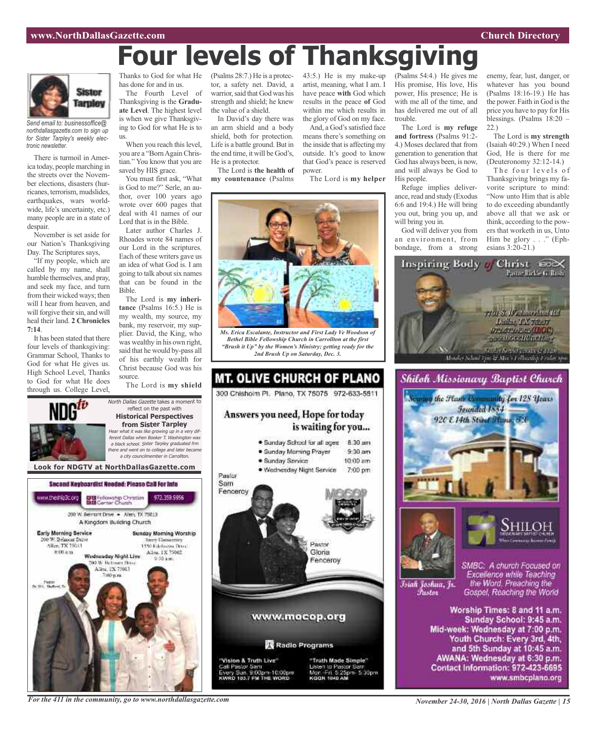# Four levels of Thanksgiving

Sister Tarpley

*Send email to: businessoffice@northdallasgazette.com to sign up for Sister Tarpley's weekly electronic newsletter.*

There is turmoil in America today, people marching in the streets over the November elections, disasters (hurricanes, terrorism, mudslides, earthquakes, wars worldwide, life's uncertainty, etc.) many people are in a state of despair.

November is set aside for our Nation's Thanksgiving Day. The Scriptures says,

"If my people, which are called by my name, shall humble themselves, and pray, and seek my face, and turn from their wicked ways; then will I hear from heaven, and will forgive their sin, and will heal their land. **2 Chronicles 7:14**.

It has been stated that there four levels of thanksgiving: Grammar School, Thanks to God for what He gives us. High School Level, Thanks to God for what He does through us. College Level, Thanks to God for what He has done for and in us.

The Fourth Level of Thanksgiving is the **Graduate Level**. The highest level is when we give Thanksgiving to God for what He is to us.

When you reach this level, you are a "Born Again Christian." You know that you are saved by HIS grace.

You must first ask, "What is God to me?" Serle, an author, over 100 years ago wrote over 600 pages that deal with 41 names of our Lord that is in the Bible.

Later author Charles J. Rhoades wrote 84 names of our Lord in the scriptures. Each of these writers gave us an idea of what God is. I am going to talk about six names that can be found in the Bible.

The Lord is **my inheritance** (Psalms 16:5.) He is my wealth, my source, my bank, my reservoir, my supplier. David, the King, who was wealthy in his own right, said that he would by-pass all of his earthly wealth for Christ because God was his source.

The Lord is **my shield** (Psalms 28:7.) He is a protector, a safety net. David, a warrior, said that God was his strength and shield; he knew the value of a shield.

In David's day there was an arm shield and a body shield, both for protection. Life is a battle ground. But in the end time, it will be God's, He is a protector.

The Lord is **the health of my countenance** (Psalms 43:5.) He is my make-up artist, meaning, what I am. I have peace **with** God which results in the peace **of** God within me which results in the glory of God on my face.

And, a God's satisfied face means there's something on the inside that is affecting my outside. It's good to know that God's peace is reserved power.

The Lord is **my helper** (Psalms 54:4.) He gives me His promise, His love, His power, His presence; He is with me all of the time, and has delivered me out of all trouble.

The Lord is **my refuge and fortress** (Psalms 91:2-4.) Moses declared that from generation to generation that God has always been, is now, and will always be God to His people.

Refuge implies deliverance, read and study (Exodus 6:6 and 19:4.) He will bring you out, bring you up, and will bring you in.

God will deliver you from an environment, from bondage, from a strong enemy, fear, lust, danger, or whatever has you bound (Psalms 18:16-19.) He has the power. Faith in God is the price you have to pay for His blessings. (Psalms 18:20 – 22.)

The Lord is **my strength** (Isaiah 40:29.) When I need God, He is there for me (Deuteronomy 32:12-14.)

The four levels of Thanksgiving brings my favorite scripture to mind: "Now unto Him that is able to do exceeding abundantly above all that we ask or think, according to the powers that worketh in us, Unto Him be glory . . ." (Ephesians 3:20-21.)

*Ms. Erica Escalante, Instructor and First Lady Ve Woodson of Bethel Bible Fellowship Church in Carrollton at the first "Brush it Up" by the Women's Ministry; getting ready for the 2nd Brush Up on Saturday, Dec. 3.*

---

NDG tv

*North Dallas Gazette* takes a moment to reflect on the past with

**Historical Perspectives from Sister Tarpley**

*Hear what it was like growing up in a very different Dallas when Booker T. Washington was a black school. Sister Tarpley graduated frm there and went on to college and later became a city councilmember in Carrollton.*

**Look for NDGTV at NorthDallasGazette.com**

---

**Second Keyboardist Needed: Please Call For Info**

www.theship3c.org — Fellowship Christian Center Church — 972.359.9956

200 W. Belmont Drive • Allen, TX 75013

A Kingdom Building Church

**Early Morning Service**
200 W. Belmont Drive
Allen, TX 75013
8:00 a.m.

**Sunday Morning Worship**
Story Elementary
1550 Edelweiss Drive
Allen, TX 75002
9:30 a.m.

**Wednesday Night Live**
200 W. Belmont Drive
Allen, TX 75013
7:00 p.m.

Pastor Dr. W.L. Stafford, Sr.

---

## MT. OLIVE CHURCH OF PLANO

300 Chisholm Pl. Plano, TX 75075 972-633-5511

**Answers you need, Hope for today is waiting for you...**

- Sunday School for all ages 8:30 am
- Sunday Morning Prayer 9:30 am
- Sunday Service 10:00 am
- Wednesday Night Service 7:00 pm

Pastor Sam Fenceroy

Pastor Gloria Fenceroy

www.mocop.org

Radio Programs

"Vision & Truth Live"
Call Pastor Sam
Every Sun. 9:00pm-10:00pm
KWRD 103.7 FM THE WORD

"Truth Made Simple"
Listen to Pastor Sam
Mon.-Fri. 5:25pm- 5:30pm
KGGR 1040 AM

---

**Inspiring Body of Christ** IBOC

Pastor Rickie G. Rush

7701 S. Westmoreland Rd
Dallas, TX 75237
972.674.????(IBOC)
www.IBOCCHURCH.org

Sunday Service ??? & 11 a.m.
Monday School 7pm & Men's Fellowship Friday 7pm

---

## Shiloh Missionary Baptist Church

Serving the Plano Community for 128 Years
Founded 1884
920 E 14th Street Plano, TX

SHILOH Missionary Baptist Church

Isiah Joshua, Jr. Pastor

SMBC: A church Focused on Excellence while Teaching the Word, Preaching the Gospel, Reaching the World

Worship Times: 8 and 11 a.m.
Sunday School: 9:45 a.m.
Mid-week: Wednesday at 7:00 p.m.
Youth Church: Every 3rd, 4th, and 5th Sunday at 10:45 a.m.
AWANA: Wednesday at 6:30 p.m.
Contact Information: 972-423-6695
www.smbcplano.org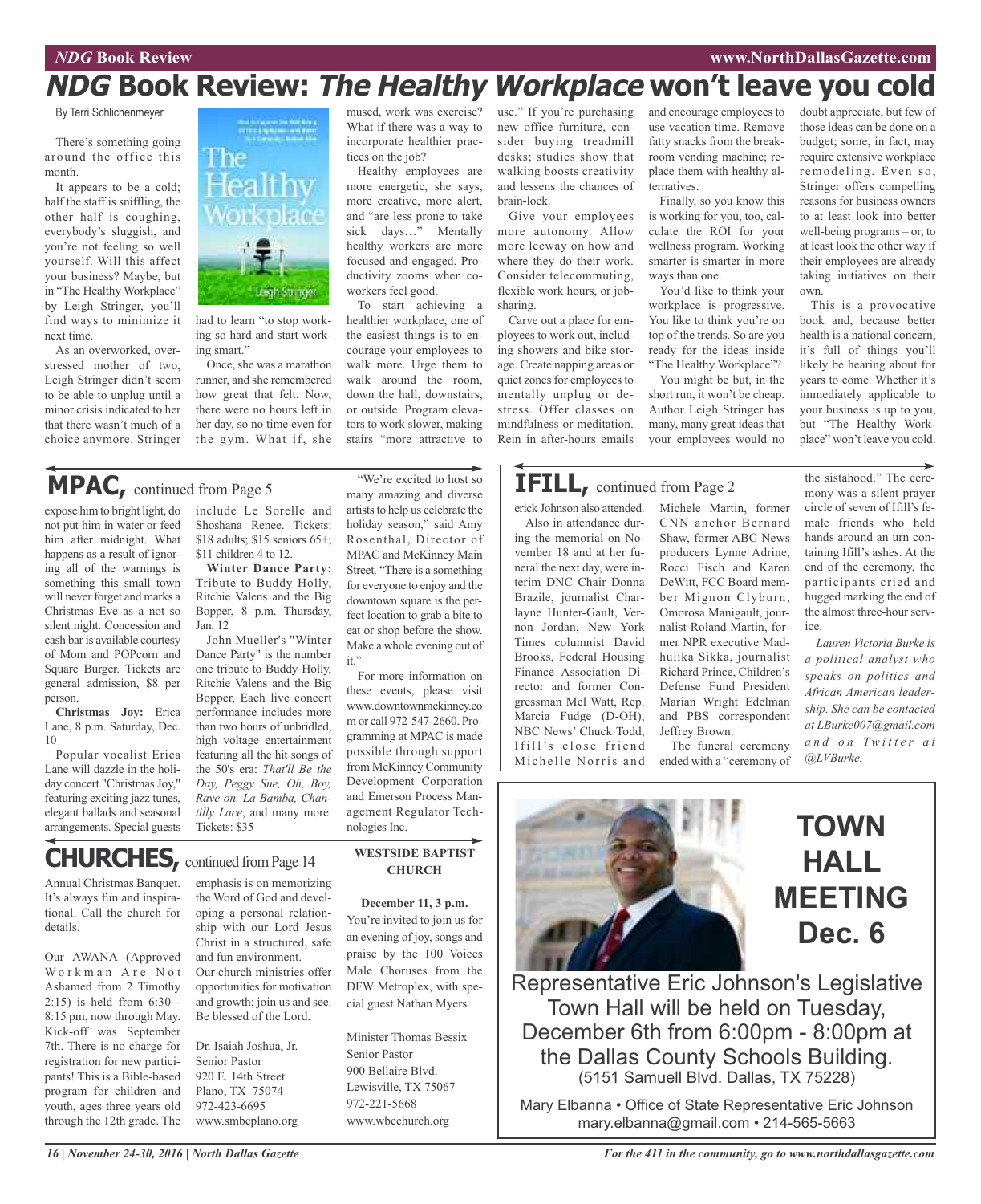# *NDG* Book Review: *The Healthy Workplace* won't leave you cold

By Terri Schlichenmeyer

There's something going around the office this month.

It appears to be a cold; half the staff is sniffling, the other half is coughing, everybody's sluggish, and you're not feeling so well yourself. Will this affect your business? Maybe, but in "The Healthy Workplace" by Leigh Stringer, you'll find ways to minimize it next time.

As an overworked, overstressed mother of two, Leigh Stringer didn't seem to be able to unplug until a minor crisis indicated to her that there wasn't much of a choice anymore. Stringer had to learn "to stop working so hard and start working smart."

Once, she was a marathon runner, and she remembered how great that felt. Now, there were no hours left in her day, so no time even for the gym. What if, she mused, work was exercise? What if there was a way to incorporate healthier practices on the job?

Healthy employees are more energetic, she says, more creative, more alert, and "are less prone to take sick days…" Mentally healthy workers are more focused and engaged. Productivity zooms when coworkers feel good.

To start achieving a healthier workplace, one of the easiest things is to encourage your employees to walk more. Urge them to walk around the room, down the hall, downstairs, or outside. Program elevators to work slower, making stairs "more attractive to use." If you're purchasing new office furniture, consider buying treadmill desks; studies show that walking boosts creativity and lessens the chances of brain-lock.

Give your employees more autonomy. Allow more leeway on how and where they do their work. Consider telecommuting, flexible work hours, or job-sharing.

Carve out a place for employees to work out, including showers and bike storage. Create napping areas or quiet zones for employees to mentally unplug or de-stress. Offer classes on mindfulness or meditation. Rein in after-hours emails and encourage employees to use vacation time. Remove fatty snacks from the breakroom vending machine; replace them with healthy alternatives.

Finally, so you know this is working for you, too, calculate the ROI for your wellness program. Working smarter is smarter in more ways than one.

You'd like to think your workplace is progressive. You like to think you're on top of the trends. So are you ready for the ideas inside "The Healthy Workplace"?

You might be but, in the short run, it won't be cheap. Author Leigh Stringer has many, many great ideas that your employees would no doubt appreciate, but few of those ideas can be done on a budget; some, in fact, may require extensive workplace remodeling. Even so, Stringer offers compelling reasons for business owners to at least look into better well-being programs – or, to at least look the other way if their employees are already taking initiatives on their own.

This is a provocative book and, because better health is a national concern, it's full of things you'll likely be hearing about for years to come. Whether it's immediately applicable to your business is up to you, but "The Healthy Workplace" won't leave you cold.

## MPAC, continued from Page 5

expose him to bright light, do not put him in water or feed him after midnight. What happens as a result of ignoring all of the warnings is something this small town will never forget and marks a Christmas Eve as a not so silent night. Concession and cash bar is available courtesy of Mom and POPcorn and Square Burger. Tickets are general admission, $8 per person.

**Christmas Joy:** Erica Lane, 8 p.m. Saturday, Dec. 10

Popular vocalist Erica Lane will dazzle in the holiday concert "Christmas Joy," featuring exciting jazz tunes, elegant ballads and seasonal arrangements. Special guests include Le Sorelle and Shoshana Renee. Tickets: $18 adults; $15 seniors 65+; $11 children 4 to 12.

**Winter Dance Party:** Tribute to Buddy Holly, Ritchie Valens and the Big Bopper, 8 p.m. Thursday, Jan. 12

John Mueller's "Winter Dance Party" is the number one tribute to Buddy Holly, Ritchie Valens and the Big Bopper. Each live concert performance includes more than two hours of unbridled, high voltage entertainment featuring all the hit songs of the 50's era: *That'll Be the Day, Peggy Sue, Oh, Boy, Rave on, La Bamba, Chantilly Lace*, and many more. Tickets: $35

"We're excited to host so many amazing and diverse artists to help us celebrate the holiday season," said Amy Rosenthal, Director of MPAC and McKinney Main Street. "There is a something for everyone to enjoy and the downtown square is the perfect location to grab a bite to eat or shop before the show. Make a whole evening out of it."

For more information on these events, please visit www.downtownmckinney.com or call 972-547-2660. Programming at MPAC is made possible through support from McKinney Community Development Corporation and Emerson Process Management Regulator Technologies Inc.

## IFILL, continued from Page 2

erick Johnson also attended.

Also in attendance during the memorial on November 18 and at her funeral the next day, were interim DNC Chair Donna Brazile, journalist Charlayne Hunter-Gault, Vernon Jordan, New York Times columnist David Brooks, Federal Housing Finance Association Director and former Congressman Mel Watt, Rep. Marcia Fudge (D-OH), NBC News' Chuck Todd, Ifill's close friend Michelle Norris and Michele Martin, former CNN anchor Bernard Shaw, former ABC News producers Lynne Adrine, Rocci Fisch and Karen DeWitt, FCC Board member Mignon Clyburn, Omorosa Manigault, journalist Roland Martin, former NPR executive Madhulika Sikka, journalist Richard Prince, Children's Defense Fund President Marian Wright Edelman and PBS correspondent Jeffrey Brown.

The funeral ceremony ended with a "ceremony of the sistahood." The ceremony was a silent prayer circle of seven of Ifill's female friends who held hands around an urn containing Ifill's ashes. At the end of the ceremony, the participants cried and hugged marking the end of the almost three-hour service.

*Lauren Victoria Burke is a political analyst who speaks on politics and African American leadership. She can be contacted at LBurke007@gmail.com and on Twitter at @LVBurke.*

## CHURCHES, continued from Page 14

Annual Christmas Banquet. It's always fun and inspirational. Call the church for details.

Our AWANA (Approved Workman Are Not Ashamed from 2 Timothy 2:15) is held from 6:30 - 8:15 pm, now through May. Kick-off was September 7th. There is no charge for registration for new participants! This is a Bible-based program for children and youth, ages three years old through the 12th grade. The emphasis is on memorizing the Word of God and developing a personal relationship with our Lord Jesus Christ in a structured, safe and fun environment.

Our church ministries offer opportunities for motivation and growth; join us and see. Be blessed of the Lord.

Dr. Isaiah Joshua, Jr.
Senior Pastor
920 E. 14th Street
Plano, TX 75074
972-423-6695
www.smbcplano.org

**WESTSIDE BAPTIST CHURCH**

**December 11, 3 p.m.**

You're invited to join us for an evening of joy, songs and praise by the 100 Voices Male Choruses from the DFW Metroplex, with special guest Nathan Myers

Minister Thomas Bessix
Senior Pastor
900 Bellaire Blvd.
Lewisville, TX 75067
972-221-5668
www.wbcchurch.org

**TOWN HALL MEETING Dec. 6**

Representative Eric Johnson's Legislative Town Hall will be held on Tuesday, December 6th from 6:00pm - 8:00pm at the Dallas County Schools Building.
(5151 Samuell Blvd. Dallas, TX 75228)

Mary Elbanna • Office of State Representative Eric Johnson
mary.elbanna@gmail.com • 214-565-5663